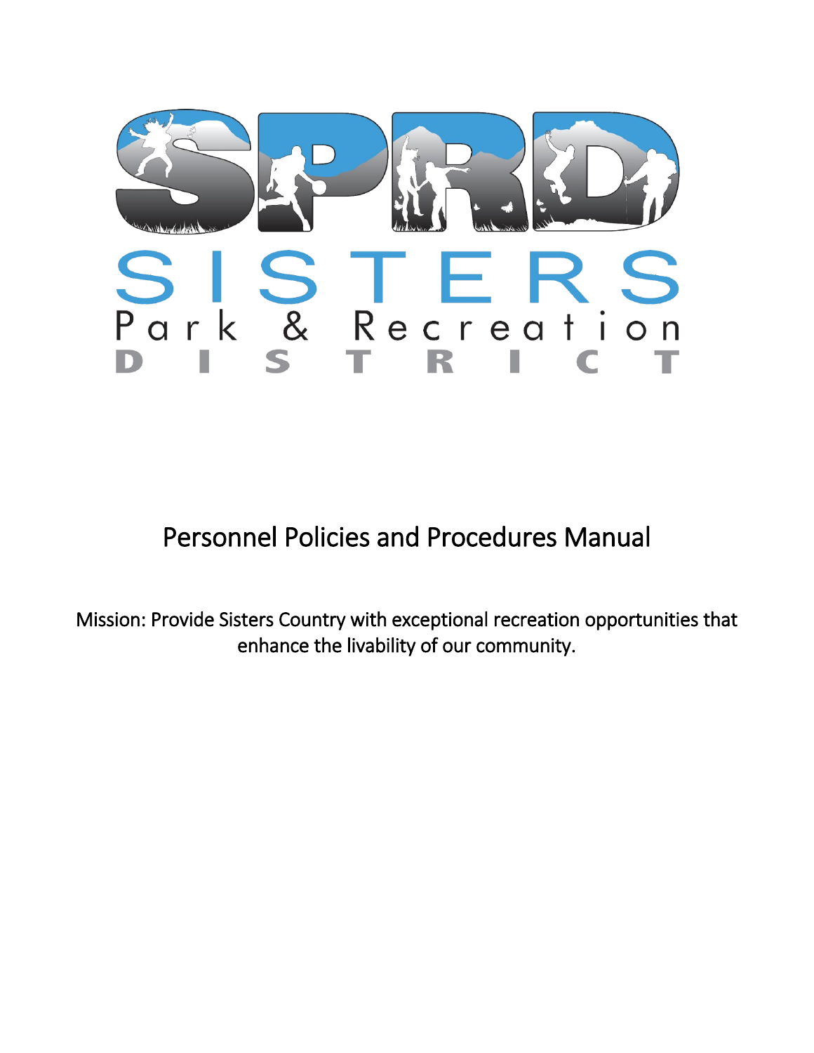# SPRD

# SISTERS

## Park & Recreation

## DISTRICT

# Personnel Policies and Procedures Manual

Mission: Provide Sisters Country with exceptional recreation opportunities that enhance the livability of our community.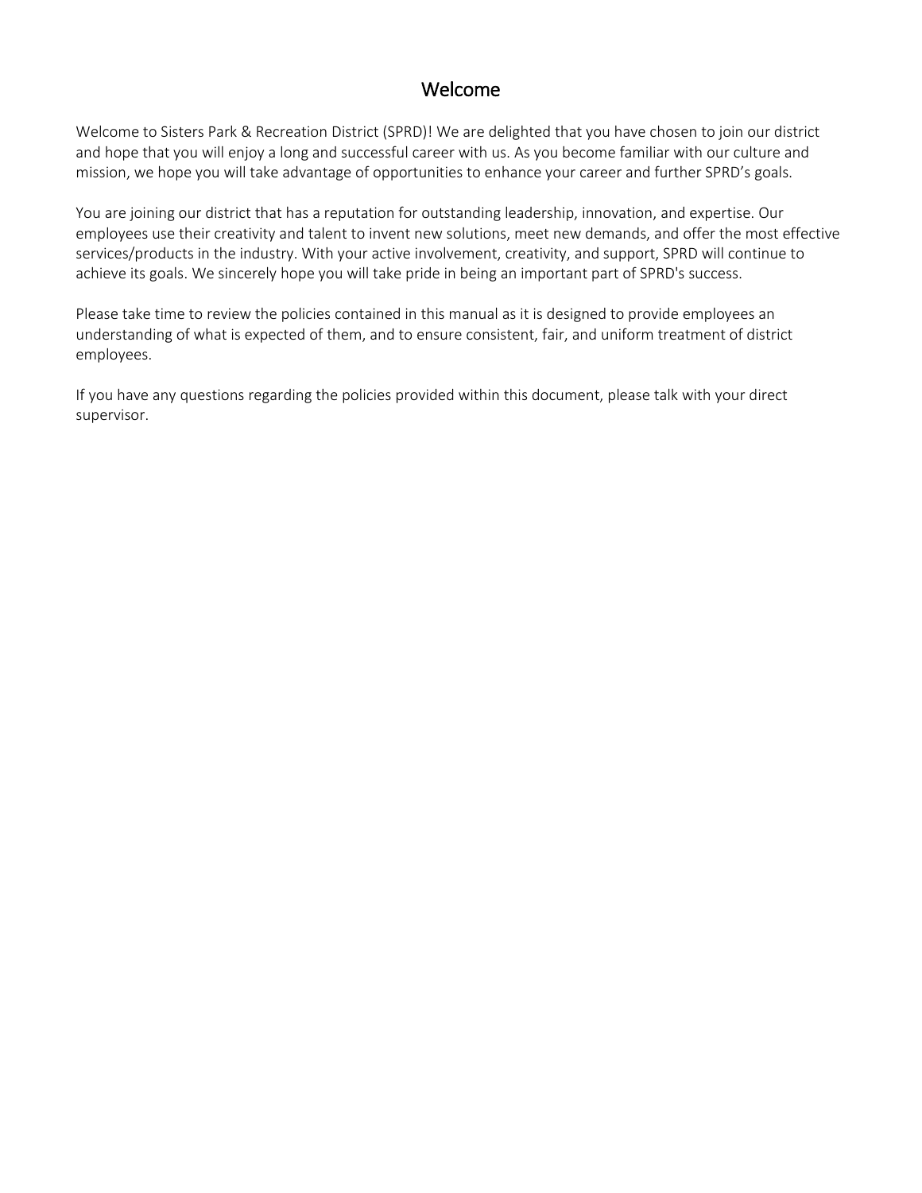# Welcome

Welcome to Sisters Park & Recreation District (SPRD)! We are delighted that you have chosen to join our district and hope that you will enjoy a long and successful career with us. As you become familiar with our culture and mission, we hope you will take advantage of opportunities to enhance your career and further SPRD's goals.

You are joining our district that has a reputation for outstanding leadership, innovation, and expertise. Our employees use their creativity and talent to invent new solutions, meet new demands, and offer the most effective services/products in the industry. With your active involvement, creativity, and support, SPRD will continue to achieve its goals. We sincerely hope you will take pride in being an important part of SPRD's success.

Please take time to review the policies contained in this manual as it is designed to provide employees an understanding of what is expected of them, and to ensure consistent, fair, and uniform treatment of district employees.

If you have any questions regarding the policies provided within this document, please talk with your direct supervisor.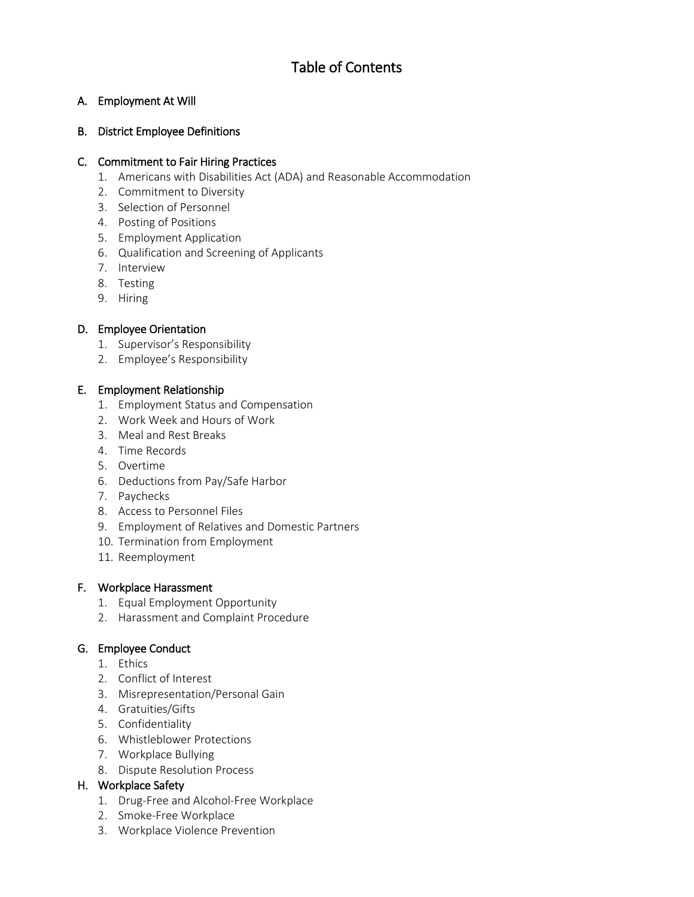# Table of Contents

A. Employment At Will

B. District Employee Definitions

C. Commitment to Fair Hiring Practices
   1. Americans with Disabilities Act (ADA) and Reasonable Accommodation
   2. Commitment to Diversity
   3. Selection of Personnel
   4. Posting of Positions
   5. Employment Application
   6. Qualification and Screening of Applicants
   7. Interview
   8. Testing
   9. Hiring

D. Employee Orientation
   1. Supervisor's Responsibility
   2. Employee's Responsibility

E. Employment Relationship
   1. Employment Status and Compensation
   2. Work Week and Hours of Work
   3. Meal and Rest Breaks
   4. Time Records
   5. Overtime
   6. Deductions from Pay/Safe Harbor
   7. Paychecks
   8. Access to Personnel Files
   9. Employment of Relatives and Domestic Partners
   10. Termination from Employment
   11. Reemployment

F. Workplace Harassment
   1. Equal Employment Opportunity
   2. Harassment and Complaint Procedure

G. Employee Conduct
   1. Ethics
   2. Conflict of Interest
   3. Misrepresentation/Personal Gain
   4. Gratuities/Gifts
   5. Confidentiality
   6. Whistleblower Protections
   7. Workplace Bullying
   8. Dispute Resolution Process

H. Workplace Safety
   1. Drug-Free and Alcohol-Free Workplace
   2. Smoke-Free Workplace
   3. Workplace Violence Prevention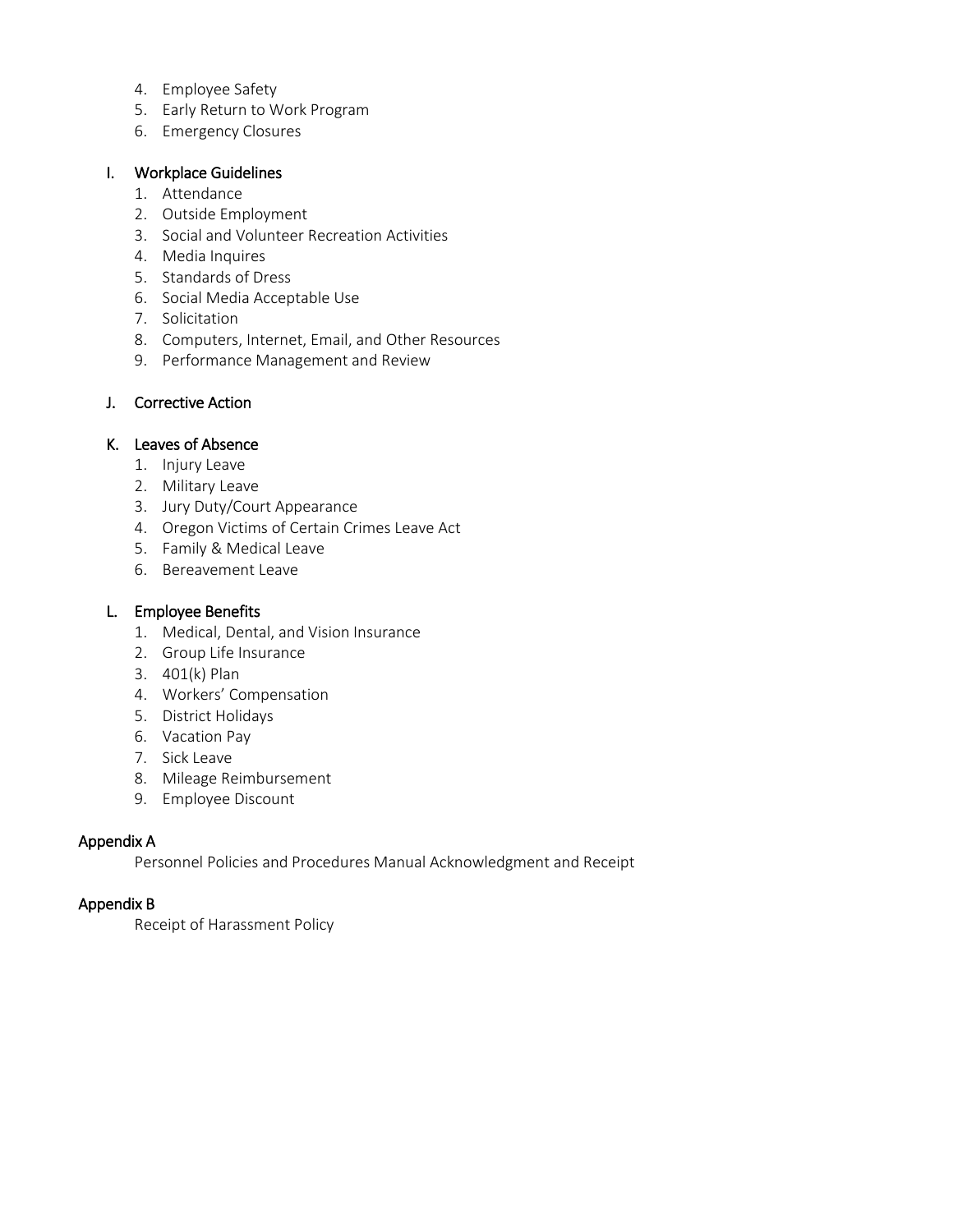4. Employee Safety
5. Early Return to Work Program
6. Emergency Closures

I. Workplace Guidelines
   1. Attendance
   2. Outside Employment
   3. Social and Volunteer Recreation Activities
   4. Media Inquires
   5. Standards of Dress
   6. Social Media Acceptable Use
   7. Solicitation
   8. Computers, Internet, Email, and Other Resources
   9. Performance Management and Review

J. Corrective Action

K. Leaves of Absence
   1. Injury Leave
   2. Military Leave
   3. Jury Duty/Court Appearance
   4. Oregon Victims of Certain Crimes Leave Act
   5. Family & Medical Leave
   6. Bereavement Leave

L. Employee Benefits
   1. Medical, Dental, and Vision Insurance
   2. Group Life Insurance
   3. 401(k) Plan
   4. Workers' Compensation
   5. District Holidays
   6. Vacation Pay
   7. Sick Leave
   8. Mileage Reimbursement
   9. Employee Discount

Appendix A
   Personnel Policies and Procedures Manual Acknowledgment and Receipt

Appendix B
   Receipt of Harassment Policy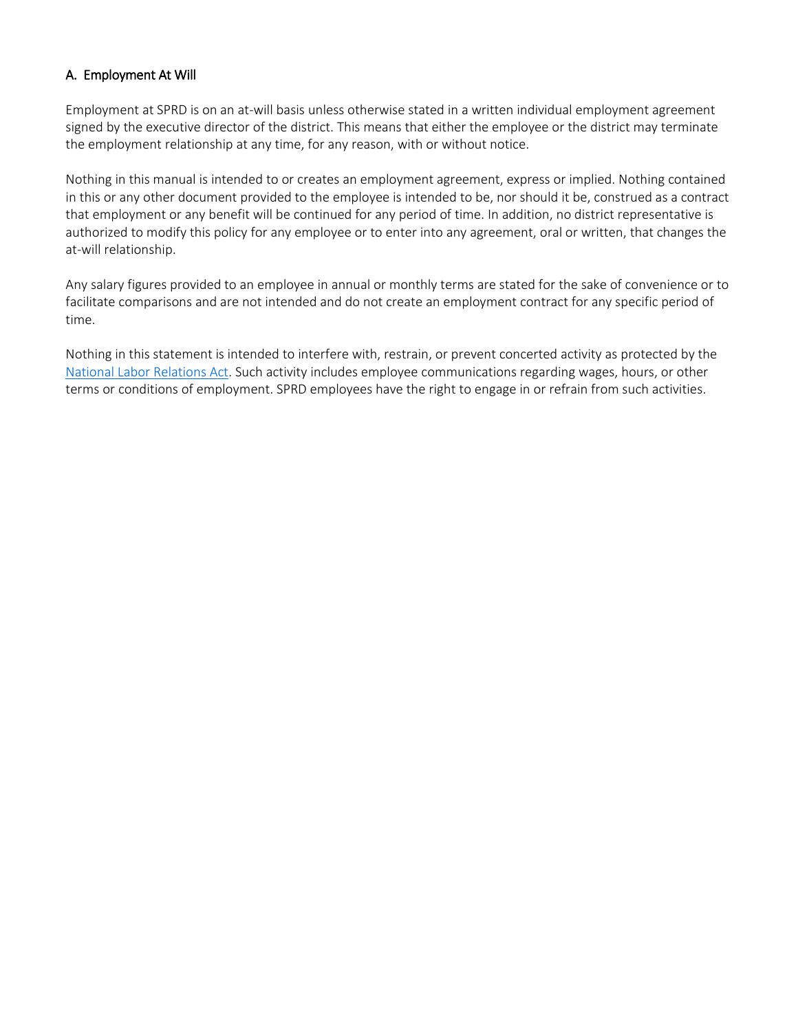## A. Employment At Will

Employment at SPRD is on an at-will basis unless otherwise stated in a written individual employment agreement signed by the executive director of the district. This means that either the employee or the district may terminate the employment relationship at any time, for any reason, with or without notice.

Nothing in this manual is intended to or creates an employment agreement, express or implied. Nothing contained in this or any other document provided to the employee is intended to be, nor should it be, construed as a contract that employment or any benefit will be continued for any period of time. In addition, no district representative is authorized to modify this policy for any employee or to enter into any agreement, oral or written, that changes the at-will relationship.

Any salary figures provided to an employee in annual or monthly terms are stated for the sake of convenience or to facilitate comparisons and are not intended and do not create an employment contract for any specific period of time.

Nothing in this statement is intended to interfere with, restrain, or prevent concerted activity as protected by the National Labor Relations Act. Such activity includes employee communications regarding wages, hours, or other terms or conditions of employment. SPRD employees have the right to engage in or refrain from such activities.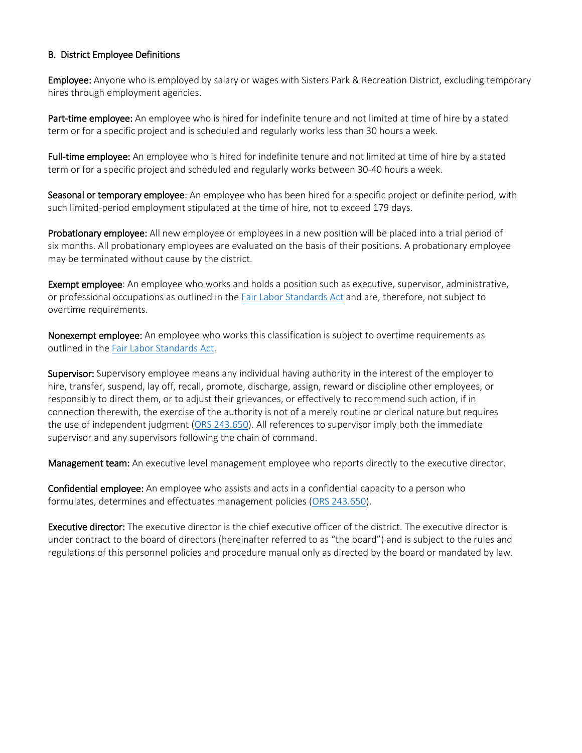## B. District Employee Definitions

**Employee:** Anyone who is employed by salary or wages with Sisters Park & Recreation District, excluding temporary hires through employment agencies.

**Part-time employee:** An employee who is hired for indefinite tenure and not limited at time of hire by a stated term or for a specific project and is scheduled and regularly works less than 30 hours a week.

**Full-time employee:** An employee who is hired for indefinite tenure and not limited at time of hire by a stated term or for a specific project and scheduled and regularly works between 30-40 hours a week.

**Seasonal or temporary employee**: An employee who has been hired for a specific project or definite period, with such limited-period employment stipulated at the time of hire, not to exceed 179 days.

**Probationary employee:** All new employee or employees in a new position will be placed into a trial period of six months. All probationary employees are evaluated on the basis of their positions. A probationary employee may be terminated without cause by the district.

**Exempt employee**: An employee who works and holds a position such as executive, supervisor, administrative, or professional occupations as outlined in the [Fair Labor Standards Act]() and are, therefore, not subject to overtime requirements.

**Nonexempt employee:** An employee who works this classification is subject to overtime requirements as outlined in the [Fair Labor Standards Act]().

**Supervisor:** Supervisory employee means any individual having authority in the interest of the employer to hire, transfer, suspend, lay off, recall, promote, discharge, assign, reward or discipline other employees, or responsibly to direct them, or to adjust their grievances, or effectively to recommend such action, if in connection therewith, the exercise of the authority is not of a merely routine or clerical nature but requires the use of independent judgment ([ORS 243.650]()). All references to supervisor imply both the immediate supervisor and any supervisors following the chain of command.

**Management team:** An executive level management employee who reports directly to the executive director.

**Confidential employee:** An employee who assists and acts in a confidential capacity to a person who formulates, determines and effectuates management policies ([ORS 243.650]()).

**Executive director:** The executive director is the chief executive officer of the district. The executive director is under contract to the board of directors (hereinafter referred to as "the board") and is subject to the rules and regulations of this personnel policies and procedure manual only as directed by the board or mandated by law.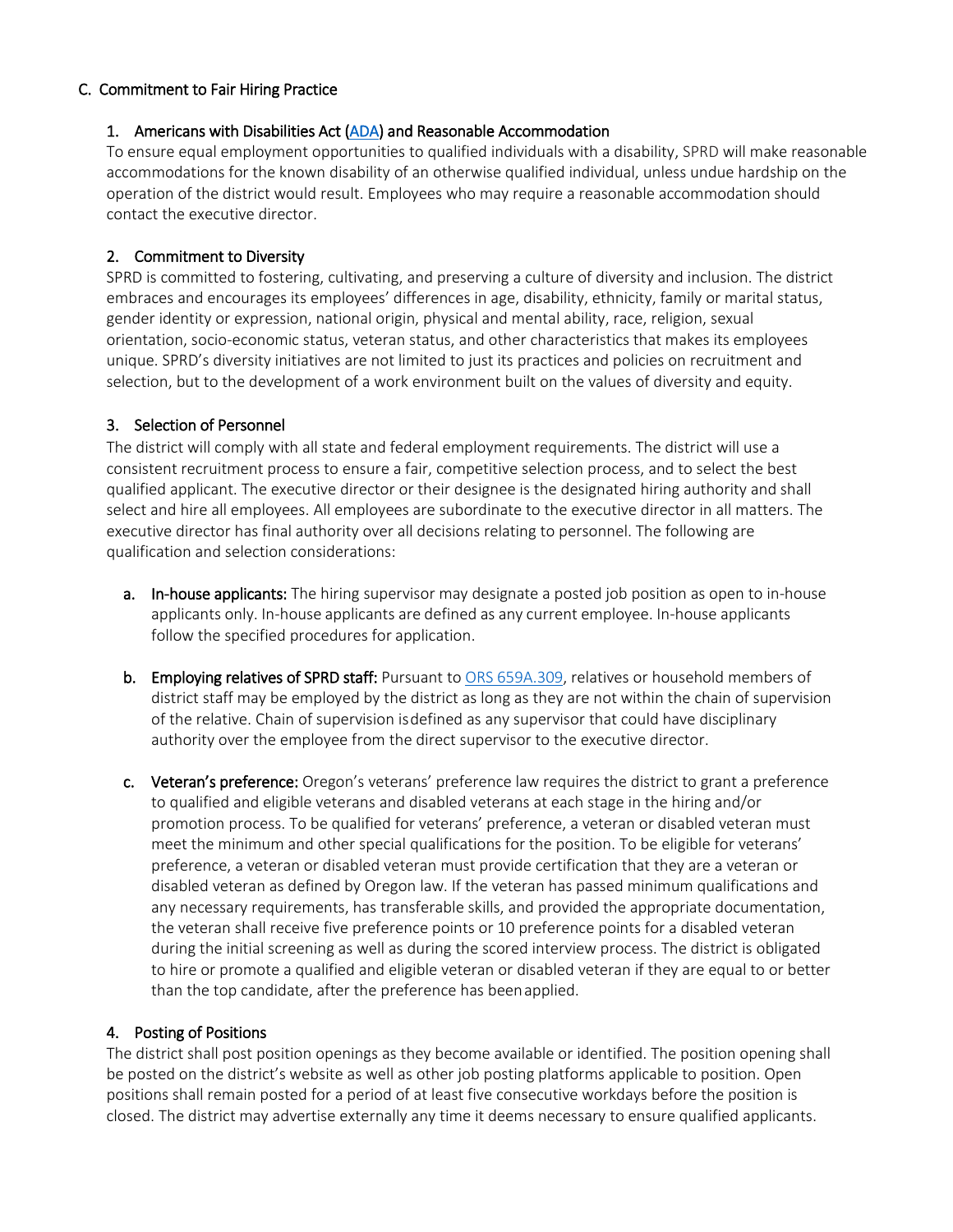## C. Commitment to Fair Hiring Practice

### 1. Americans with Disabilities Act (ADA) and Reasonable Accommodation

To ensure equal employment opportunities to qualified individuals with a disability, SPRD will make reasonable accommodations for the known disability of an otherwise qualified individual, unless undue hardship on the operation of the district would result. Employees who may require a reasonable accommodation should contact the executive director.

### 2. Commitment to Diversity

SPRD is committed to fostering, cultivating, and preserving a culture of diversity and inclusion. The district embraces and encourages its employees' differences in age, disability, ethnicity, family or marital status, gender identity or expression, national origin, physical and mental ability, race, religion, sexual orientation, socio-economic status, veteran status, and other characteristics that makes its employees unique. SPRD's diversity initiatives are not limited to just its practices and policies on recruitment and selection, but to the development of a work environment built on the values of diversity and equity.

### 3. Selection of Personnel

The district will comply with all state and federal employment requirements. The district will use a consistent recruitment process to ensure a fair, competitive selection process, and to select the best qualified applicant. The executive director or their designee is the designated hiring authority and shall select and hire all employees. All employees are subordinate to the executive director in all matters. The executive director has final authority over all decisions relating to personnel. The following are qualification and selection considerations:

a. **In-house applicants:** The hiring supervisor may designate a posted job position as open to in-house applicants only. In-house applicants are defined as any current employee. In-house applicants follow the specified procedures for application.

b. **Employing relatives of SPRD staff:** Pursuant to ORS 659A.309, relatives or household members of district staff may be employed by the district as long as they are not within the chain of supervision of the relative. Chain of supervision is defined as any supervisor that could have disciplinary authority over the employee from the direct supervisor to the executive director.

c. **Veteran's preference:** Oregon's veterans' preference law requires the district to grant a preference to qualified and eligible veterans and disabled veterans at each stage in the hiring and/or promotion process. To be qualified for veterans' preference, a veteran or disabled veteran must meet the minimum and other special qualifications for the position. To be eligible for veterans' preference, a veteran or disabled veteran must provide certification that they are a veteran or disabled veteran as defined by Oregon law. If the veteran has passed minimum qualifications and any necessary requirements, has transferable skills, and provided the appropriate documentation, the veteran shall receive five preference points or 10 preference points for a disabled veteran during the initial screening as well as during the scored interview process. The district is obligated to hire or promote a qualified and eligible veteran or disabled veteran if they are equal to or better than the top candidate, after the preference has been applied.

### 4. Posting of Positions

The district shall post position openings as they become available or identified. The position opening shall be posted on the district's website as well as other job posting platforms applicable to position. Open positions shall remain posted for a period of at least five consecutive workdays before the position is closed. The district may advertise externally any time it deems necessary to ensure qualified applicants.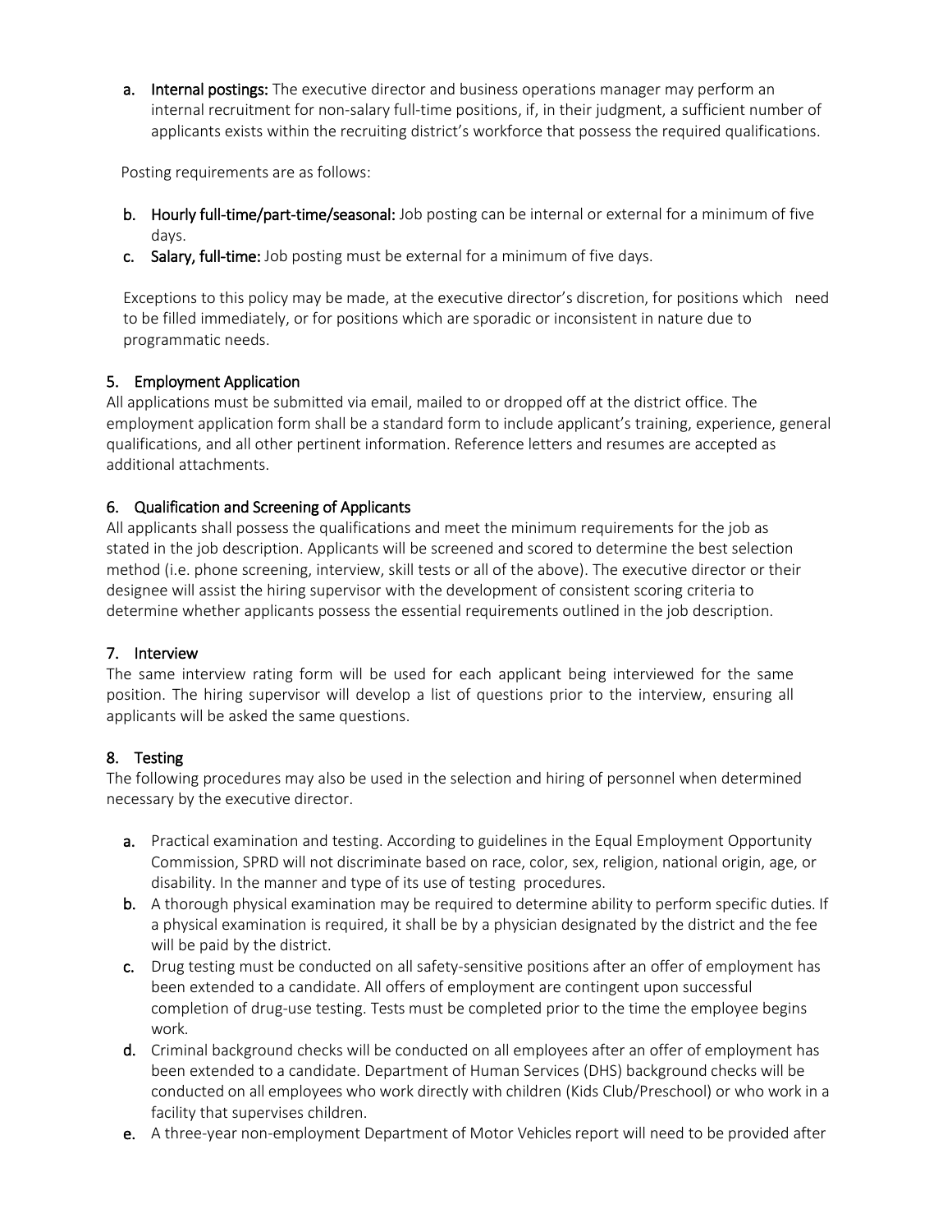a. **Internal postings:** The executive director and business operations manager may perform an internal recruitment for non-salary full-time positions, if, in their judgment, a sufficient number of applicants exists within the recruiting district's workforce that possess the required qualifications.

Posting requirements are as follows:

b. **Hourly full-time/part-time/seasonal:** Job posting can be internal or external for a minimum of five days.

c. **Salary, full-time:** Job posting must be external for a minimum of five days.

Exceptions to this policy may be made, at the executive director's discretion, for positions which need to be filled immediately, or for positions which are sporadic or inconsistent in nature due to programmatic needs.

### 5. Employment Application

All applications must be submitted via email, mailed to or dropped off at the district office. The employment application form shall be a standard form to include applicant's training, experience, general qualifications, and all other pertinent information. Reference letters and resumes are accepted as additional attachments.

### 6. Qualification and Screening of Applicants

All applicants shall possess the qualifications and meet the minimum requirements for the job as stated in the job description. Applicants will be screened and scored to determine the best selection method (i.e. phone screening, interview, skill tests or all of the above). The executive director or their designee will assist the hiring supervisor with the development of consistent scoring criteria to determine whether applicants possess the essential requirements outlined in the job description.

### 7. Interview

The same interview rating form will be used for each applicant being interviewed for the same position. The hiring supervisor will develop a list of questions prior to the interview, ensuring all applicants will be asked the same questions.

### 8. Testing

The following procedures may also be used in the selection and hiring of personnel when determined necessary by the executive director.

a. Practical examination and testing. According to guidelines in the Equal Employment Opportunity Commission, SPRD will not discriminate based on race, color, sex, religion, national origin, age, or disability. In the manner and type of its use of testing procedures.

b. A thorough physical examination may be required to determine ability to perform specific duties. If a physical examination is required, it shall be by a physician designated by the district and the fee will be paid by the district.

c. Drug testing must be conducted on all safety-sensitive positions after an offer of employment has been extended to a candidate. All offers of employment are contingent upon successful completion of drug-use testing. Tests must be completed prior to the time the employee begins work.

d. Criminal background checks will be conducted on all employees after an offer of employment has been extended to a candidate. Department of Human Services (DHS) background checks will be conducted on all employees who work directly with children (Kids Club/Preschool) or who work in a facility that supervises children.

e. A three-year non-employment Department of Motor Vehicles report will need to be provided after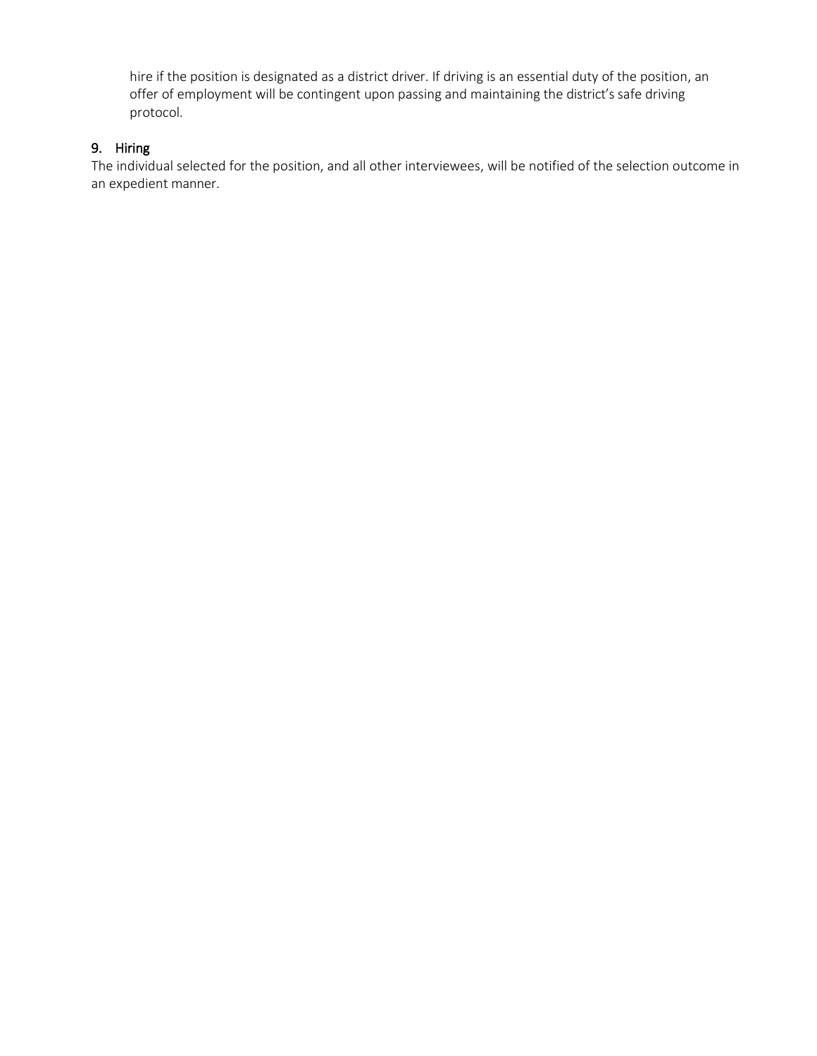hire if the position is designated as a district driver. If driving is an essential duty of the position, an offer of employment will be contingent upon passing and maintaining the district's safe driving protocol.

## 9. Hiring

The individual selected for the position, and all other interviewees, will be notified of the selection outcome in an expedient manner.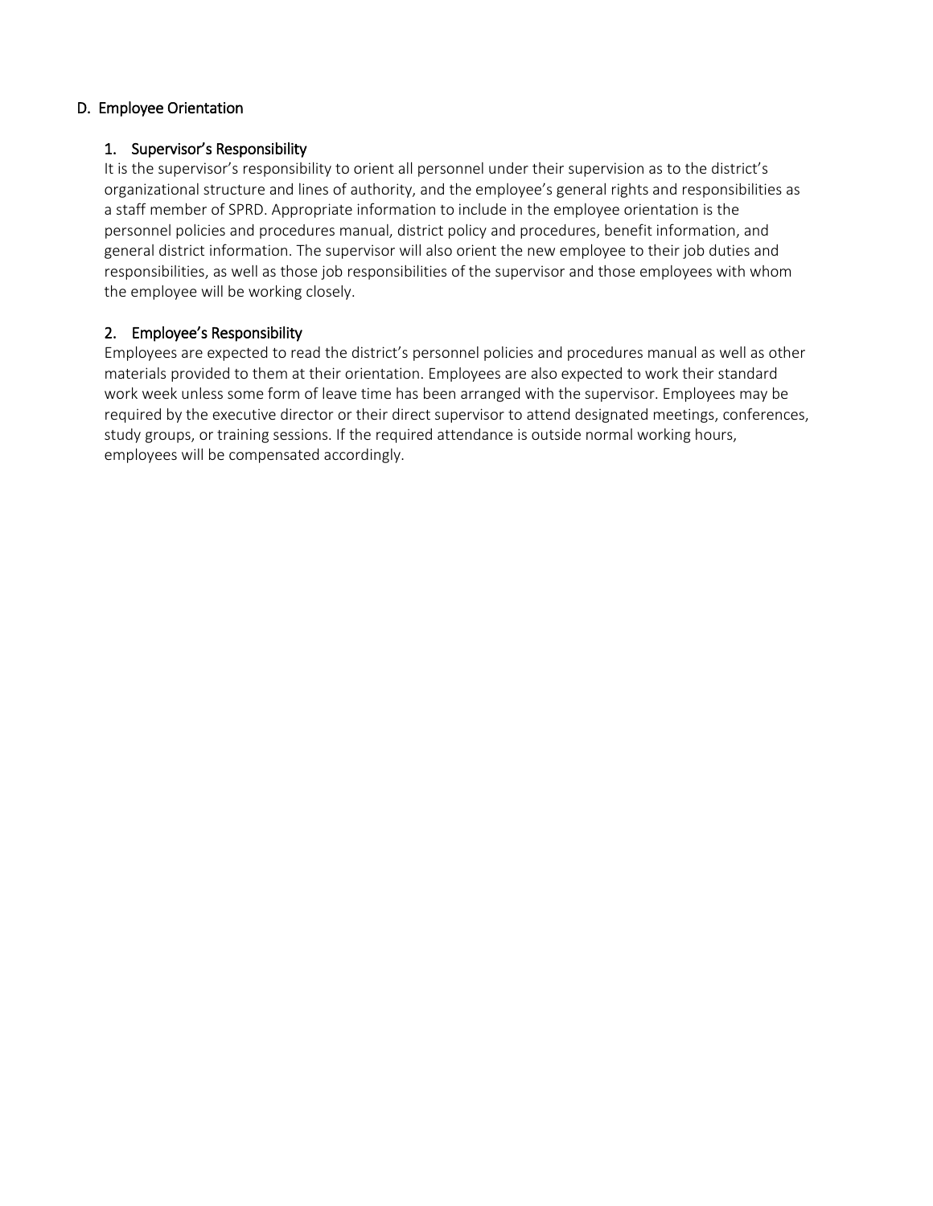## D. Employee Orientation

### 1. Supervisor's Responsibility

It is the supervisor's responsibility to orient all personnel under their supervision as to the district's organizational structure and lines of authority, and the employee's general rights and responsibilities as a staff member of SPRD. Appropriate information to include in the employee orientation is the personnel policies and procedures manual, district policy and procedures, benefit information, and general district information. The supervisor will also orient the new employee to their job duties and responsibilities, as well as those job responsibilities of the supervisor and those employees with whom the employee will be working closely.

### 2. Employee's Responsibility

Employees are expected to read the district's personnel policies and procedures manual as well as other materials provided to them at their orientation. Employees are also expected to work their standard work week unless some form of leave time has been arranged with the supervisor. Employees may be required by the executive director or their direct supervisor to attend designated meetings, conferences, study groups, or training sessions. If the required attendance is outside normal working hours, employees will be compensated accordingly.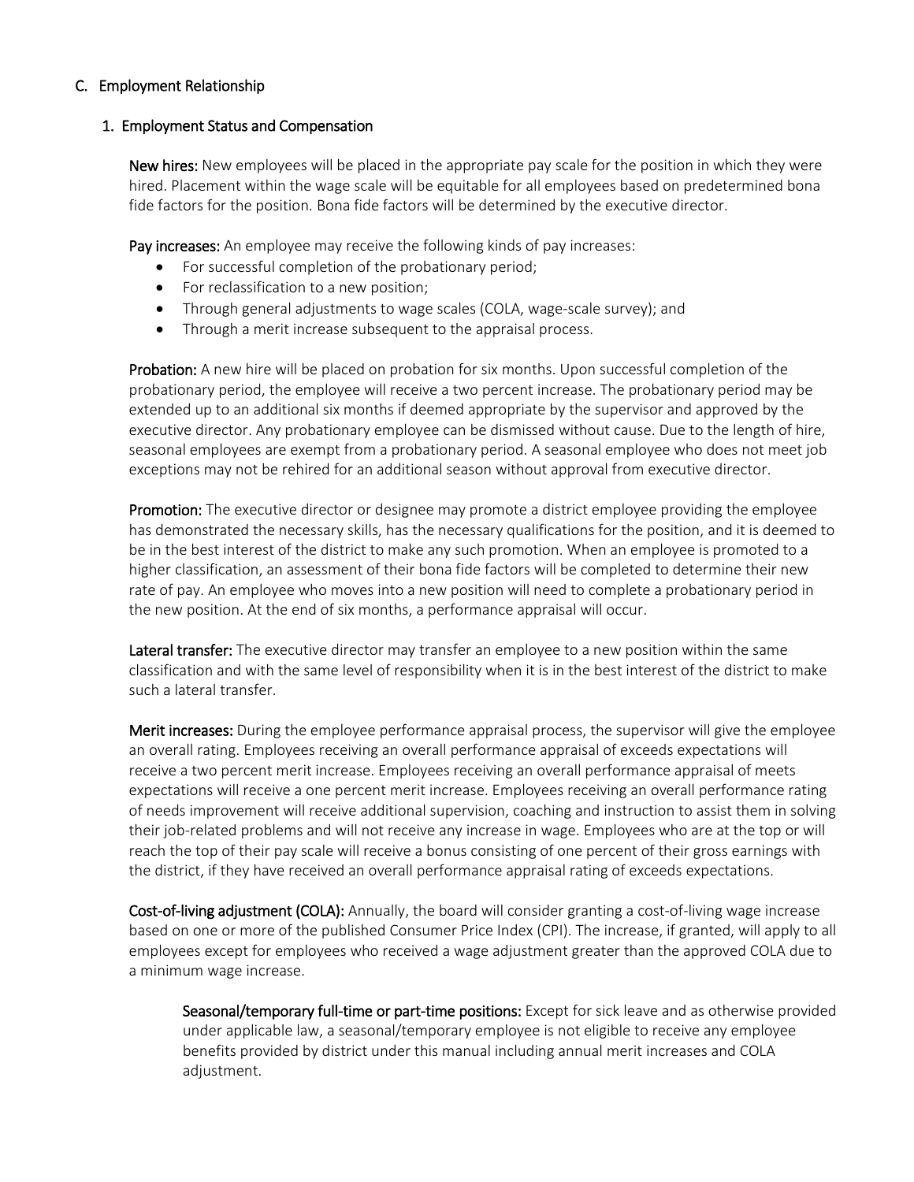## C. Employment Relationship

### 1. Employment Status and Compensation

**New hires:** New employees will be placed in the appropriate pay scale for the position in which they were hired. Placement within the wage scale will be equitable for all employees based on predetermined bona fide factors for the position. Bona fide factors will be determined by the executive director.

**Pay increases:** An employee may receive the following kinds of pay increases:

- For successful completion of the probationary period;
- For reclassification to a new position;
- Through general adjustments to wage scales (COLA, wage-scale survey); and
- Through a merit increase subsequent to the appraisal process.

**Probation:** A new hire will be placed on probation for six months. Upon successful completion of the probationary period, the employee will receive a two percent increase. The probationary period may be extended up to an additional six months if deemed appropriate by the supervisor and approved by the executive director. Any probationary employee can be dismissed without cause. Due to the length of hire, seasonal employees are exempt from a probationary period. A seasonal employee who does not meet job exceptions may not be rehired for an additional season without approval from executive director.

**Promotion:** The executive director or designee may promote a district employee providing the employee has demonstrated the necessary skills, has the necessary qualifications for the position, and it is deemed to be in the best interest of the district to make any such promotion. When an employee is promoted to a higher classification, an assessment of their bona fide factors will be completed to determine their new rate of pay. An employee who moves into a new position will need to complete a probationary period in the new position. At the end of six months, a performance appraisal will occur.

**Lateral transfer:** The executive director may transfer an employee to a new position within the same classification and with the same level of responsibility when it is in the best interest of the district to make such a lateral transfer.

**Merit increases:** During the employee performance appraisal process, the supervisor will give the employee an overall rating. Employees receiving an overall performance appraisal of exceeds expectations will receive a two percent merit increase. Employees receiving an overall performance appraisal of meets expectations will receive a one percent merit increase. Employees receiving an overall performance rating of needs improvement will receive additional supervision, coaching and instruction to assist them in solving their job-related problems and will not receive any increase in wage. Employees who are at the top or will reach the top of their pay scale will receive a bonus consisting of one percent of their gross earnings with the district, if they have received an overall performance appraisal rating of exceeds expectations.

**Cost-of-living adjustment (COLA):** Annually, the board will consider granting a cost-of-living wage increase based on one or more of the published Consumer Price Index (CPI). The increase, if granted, will apply to all employees except for employees who received a wage adjustment greater than the approved COLA due to a minimum wage increase.

> **Seasonal/temporary full-time or part-time positions:** Except for sick leave and as otherwise provided under applicable law, a seasonal/temporary employee is not eligible to receive any employee benefits provided by district under this manual including annual merit increases and COLA adjustment.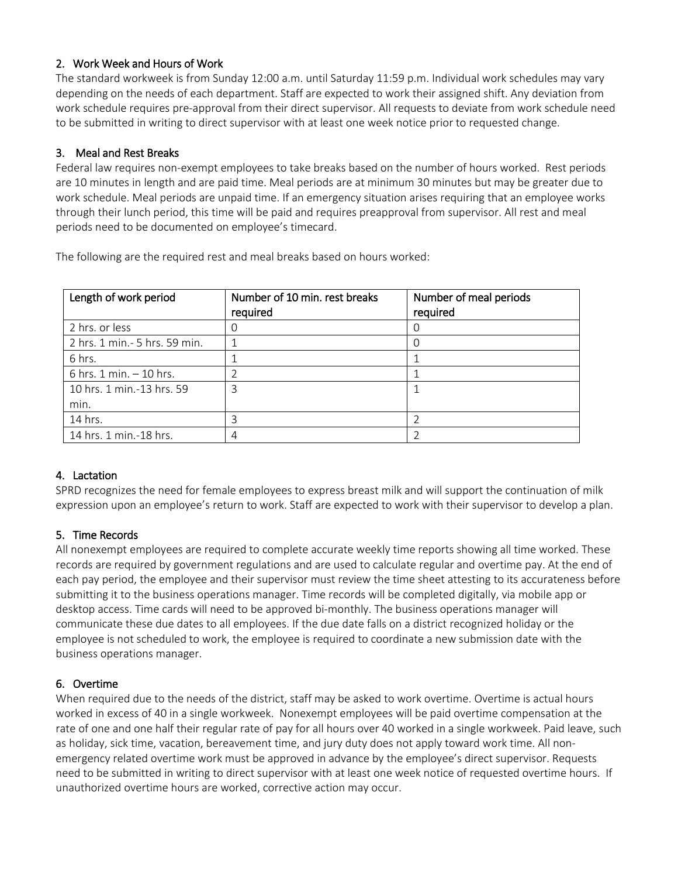## 2. Work Week and Hours of Work

The standard workweek is from Sunday 12:00 a.m. until Saturday 11:59 p.m. Individual work schedules may vary depending on the needs of each department. Staff are expected to work their assigned shift. Any deviation from work schedule requires pre-approval from their direct supervisor. All requests to deviate from work schedule need to be submitted in writing to direct supervisor with at least one week notice prior to requested change.

## 3. Meal and Rest Breaks

Federal law requires non-exempt employees to take breaks based on the number of hours worked. Rest periods are 10 minutes in length and are paid time. Meal periods are at minimum 30 minutes but may be greater due to work schedule. Meal periods are unpaid time. If an emergency situation arises requiring that an employee works through their lunch period, this time will be paid and requires preapproval from supervisor. All rest and meal periods need to be documented on employee's timecard.

The following are the required rest and meal breaks based on hours worked:

| Length of work period | Number of 10 min. rest breaks required | Number of meal periods required |
|---|---|---|
| 2 hrs. or less | 0 | 0 |
| 2 hrs. 1 min.- 5 hrs. 59 min. | 1 | 0 |
| 6 hrs. | 1 | 1 |
| 6 hrs. 1 min. – 10 hrs. | 2 | 1 |
| 10 hrs. 1 min.-13 hrs. 59 min. | 3 | 1 |
| 14 hrs. | 3 | 2 |
| 14 hrs. 1 min.-18 hrs. | 4 | 2 |

## 4. Lactation

SPRD recognizes the need for female employees to express breast milk and will support the continuation of milk expression upon an employee's return to work. Staff are expected to work with their supervisor to develop a plan.

## 5. Time Records

All nonexempt employees are required to complete accurate weekly time reports showing all time worked. These records are required by government regulations and are used to calculate regular and overtime pay. At the end of each pay period, the employee and their supervisor must review the time sheet attesting to its accurateness before submitting it to the business operations manager. Time records will be completed digitally, via mobile app or desktop access. Time cards will need to be approved bi-monthly. The business operations manager will communicate these due dates to all employees. If the due date falls on a district recognized holiday or the employee is not scheduled to work, the employee is required to coordinate a new submission date with the business operations manager.

## 6. Overtime

When required due to the needs of the district, staff may be asked to work overtime. Overtime is actual hours worked in excess of 40 in a single workweek. Nonexempt employees will be paid overtime compensation at the rate of one and one half their regular rate of pay for all hours over 40 worked in a single workweek. Paid leave, such as holiday, sick time, vacation, bereavement time, and jury duty does not apply toward work time. All non-emergency related overtime work must be approved in advance by the employee's direct supervisor. Requests need to be submitted in writing to direct supervisor with at least one week notice of requested overtime hours. If unauthorized overtime hours are worked, corrective action may occur.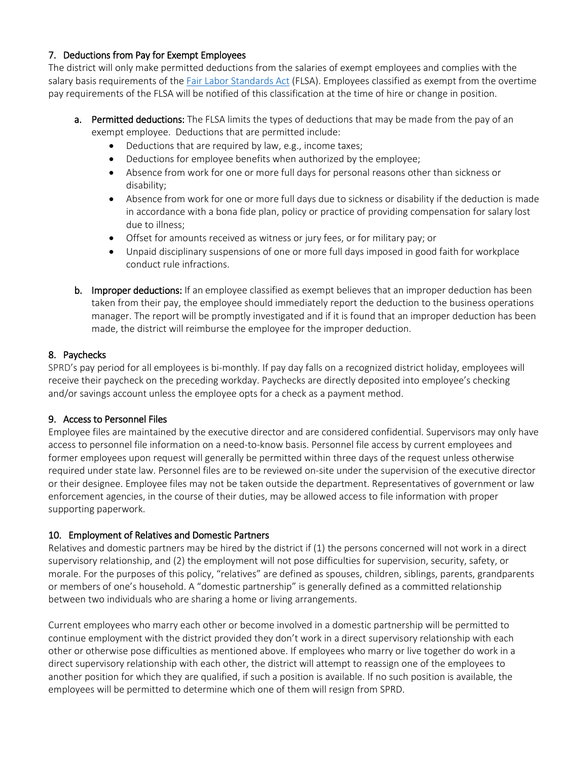### 7. Deductions from Pay for Exempt Employees

The district will only make permitted deductions from the salaries of exempt employees and complies with the salary basis requirements of the [Fair Labor Standards Act](Fair Labor Standards Act) (FLSA). Employees classified as exempt from the overtime pay requirements of the FLSA will be notified of this classification at the time of hire or change in position.

a. **Permitted deductions:** The FLSA limits the types of deductions that may be made from the pay of an exempt employee. Deductions that are permitted include:
   - Deductions that are required by law, e.g., income taxes;
   - Deductions for employee benefits when authorized by the employee;
   - Absence from work for one or more full days for personal reasons other than sickness or disability;
   - Absence from work for one or more full days due to sickness or disability if the deduction is made in accordance with a bona fide plan, policy or practice of providing compensation for salary lost due to illness;
   - Offset for amounts received as witness or jury fees, or for military pay; or
   - Unpaid disciplinary suspensions of one or more full days imposed in good faith for workplace conduct rule infractions.

b. **Improper deductions:** If an employee classified as exempt believes that an improper deduction has been taken from their pay, the employee should immediately report the deduction to the business operations manager. The report will be promptly investigated and if it is found that an improper deduction has been made, the district will reimburse the employee for the improper deduction.

### 8. Paychecks

SPRD's pay period for all employees is bi-monthly. If pay day falls on a recognized district holiday, employees will receive their paycheck on the preceding workday. Paychecks are directly deposited into employee's checking and/or savings account unless the employee opts for a check as a payment method.

### 9. Access to Personnel Files

Employee files are maintained by the executive director and are considered confidential. Supervisors may only have access to personnel file information on a need-to-know basis. Personnel file access by current employees and former employees upon request will generally be permitted within three days of the request unless otherwise required under state law. Personnel files are to be reviewed on-site under the supervision of the executive director or their designee. Employee files may not be taken outside the department. Representatives of government or law enforcement agencies, in the course of their duties, may be allowed access to file information with proper supporting paperwork.

### 10. Employment of Relatives and Domestic Partners

Relatives and domestic partners may be hired by the district if (1) the persons concerned will not work in a direct supervisory relationship, and (2) the employment will not pose difficulties for supervision, security, safety, or morale. For the purposes of this policy, "relatives" are defined as spouses, children, siblings, parents, grandparents or members of one's household. A "domestic partnership" is generally defined as a committed relationship between two individuals who are sharing a home or living arrangements.

Current employees who marry each other or become involved in a domestic partnership will be permitted to continue employment with the district provided they don't work in a direct supervisory relationship with each other or otherwise pose difficulties as mentioned above. If employees who marry or live together do work in a direct supervisory relationship with each other, the district will attempt to reassign one of the employees to another position for which they are qualified, if such a position is available. If no such position is available, the employees will be permitted to determine which one of them will resign from SPRD.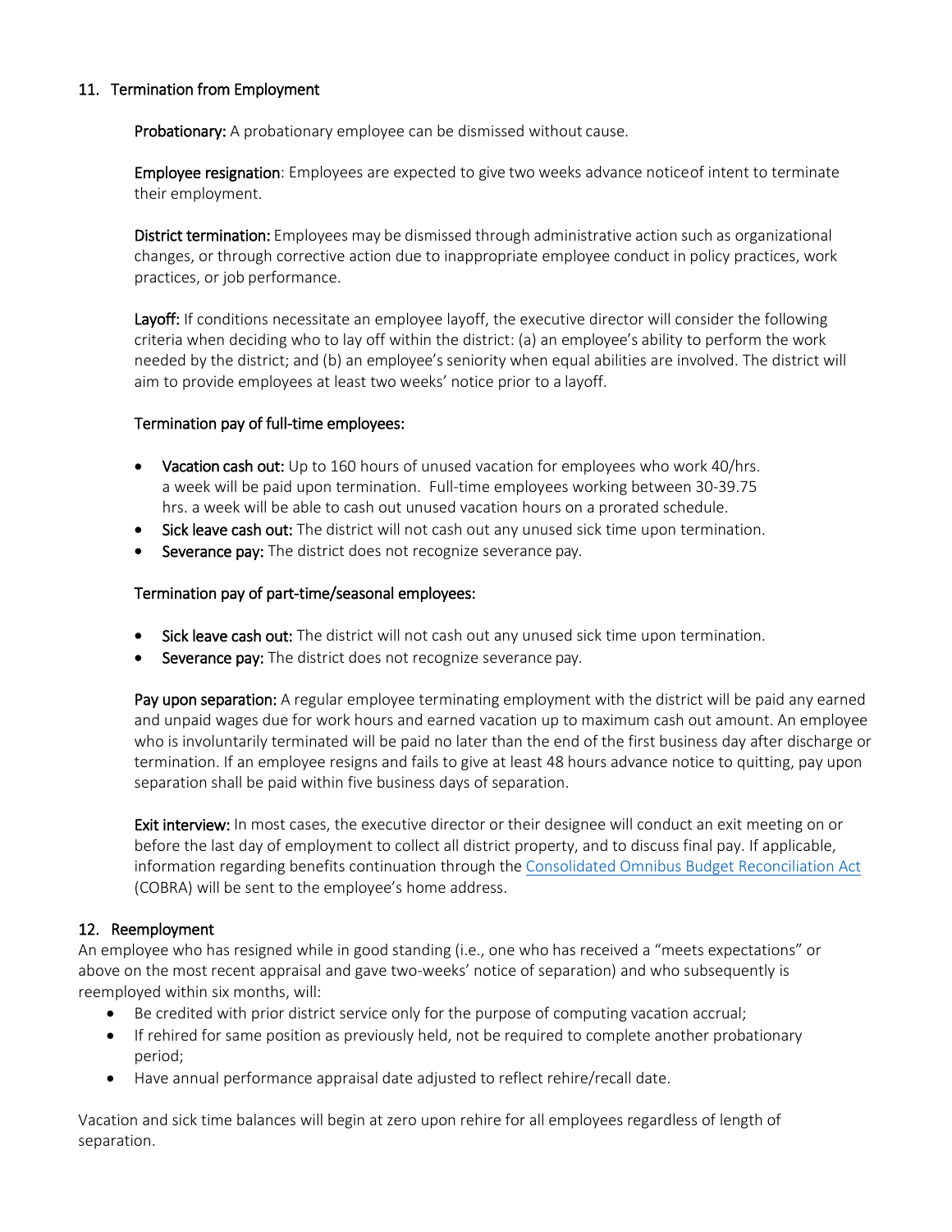## 11. Termination from Employment

**Probationary:** A probationary employee can be dismissed without cause.

**Employee resignation**: Employees are expected to give two weeks advance noticeof intent to terminate their employment.

**District termination:** Employees may be dismissed through administrative action such as organizational changes, or through corrective action due to inappropriate employee conduct in policy practices, work practices, or job performance.

**Layoff:** If conditions necessitate an employee layoff, the executive director will consider the following criteria when deciding who to lay off within the district: (a) an employee's ability to perform the work needed by the district; and (b) an employee's seniority when equal abilities are involved. The district will aim to provide employees at least two weeks' notice prior to a layoff.

**Termination pay of full-time employees:**

- **Vacation cash out:** Up to 160 hours of unused vacation for employees who work 40/hrs. a week will be paid upon termination. Full-time employees working between 30-39.75 hrs. a week will be able to cash out unused vacation hours on a prorated schedule.
- **Sick leave cash out:** The district will not cash out any unused sick time upon termination.
- **Severance pay:** The district does not recognize severance pay.

**Termination pay of part-time/seasonal employees:**

- **Sick leave cash out:** The district will not cash out any unused sick time upon termination.
- **Severance pay:** The district does not recognize severance pay.

**Pay upon separation:** A regular employee terminating employment with the district will be paid any earned and unpaid wages due for work hours and earned vacation up to maximum cash out amount. An employee who is involuntarily terminated will be paid no later than the end of the first business day after discharge or termination. If an employee resigns and fails to give at least 48 hours advance notice to quitting, pay upon separation shall be paid within five business days of separation.

**Exit interview:** In most cases, the executive director or their designee will conduct an exit meeting on or before the last day of employment to collect all district property, and to discuss final pay. If applicable, information regarding benefits continuation through the Consolidated Omnibus Budget Reconciliation Act (COBRA) will be sent to the employee's home address.

## 12. Reemployment

An employee who has resigned while in good standing (i.e., one who has received a "meets expectations" or above on the most recent appraisal and gave two-weeks' notice of separation) and who subsequently is reemployed within six months, will:

- Be credited with prior district service only for the purpose of computing vacation accrual;
- If rehired for same position as previously held, not be required to complete another probationary period;
- Have annual performance appraisal date adjusted to reflect rehire/recall date.

Vacation and sick time balances will begin at zero upon rehire for all employees regardless of length of separation.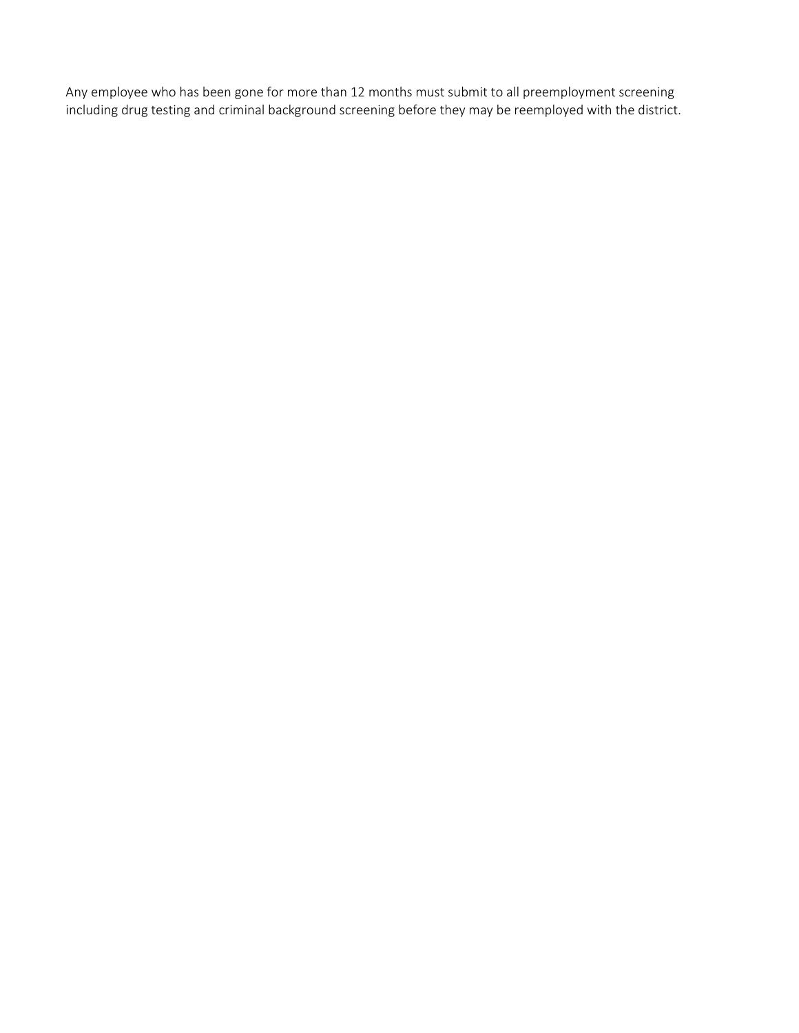Any employee who has been gone for more than 12 months must submit to all preemployment screening including drug testing and criminal background screening before they may be reemployed with the district.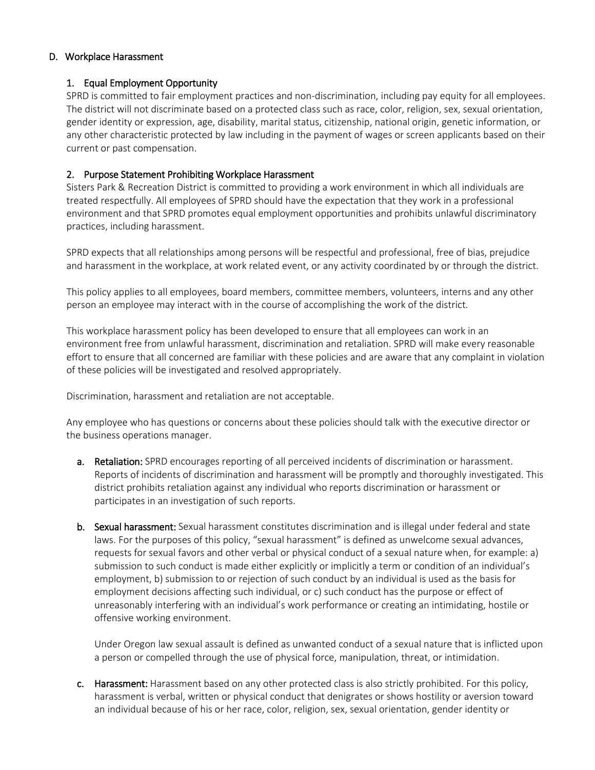## D. Workplace Harassment

### 1. Equal Employment Opportunity

SPRD is committed to fair employment practices and non-discrimination, including pay equity for all employees. The district will not discriminate based on a protected class such as race, color, religion, sex, sexual orientation, gender identity or expression, age, disability, marital status, citizenship, national origin, genetic information, or any other characteristic protected by law including in the payment of wages or screen applicants based on their current or past compensation.

### 2. Purpose Statement Prohibiting Workplace Harassment

Sisters Park & Recreation District is committed to providing a work environment in which all individuals are treated respectfully. All employees of SPRD should have the expectation that they work in a professional environment and that SPRD promotes equal employment opportunities and prohibits unlawful discriminatory practices, including harassment.

SPRD expects that all relationships among persons will be respectful and professional, free of bias, prejudice and harassment in the workplace, at work related event, or any activity coordinated by or through the district.

This policy applies to all employees, board members, committee members, volunteers, interns and any other person an employee may interact with in the course of accomplishing the work of the district.

This workplace harassment policy has been developed to ensure that all employees can work in an environment free from unlawful harassment, discrimination and retaliation. SPRD will make every reasonable effort to ensure that all concerned are familiar with these policies and are aware that any complaint in violation of these policies will be investigated and resolved appropriately.

Discrimination, harassment and retaliation are not acceptable.

Any employee who has questions or concerns about these policies should talk with the executive director or the business operations manager.

a. **Retaliation:** SPRD encourages reporting of all perceived incidents of discrimination or harassment. Reports of incidents of discrimination and harassment will be promptly and thoroughly investigated. This district prohibits retaliation against any individual who reports discrimination or harassment or participates in an investigation of such reports.

b. **Sexual harassment:** Sexual harassment constitutes discrimination and is illegal under federal and state laws. For the purposes of this policy, "sexual harassment" is defined as unwelcome sexual advances, requests for sexual favors and other verbal or physical conduct of a sexual nature when, for example: a) submission to such conduct is made either explicitly or implicitly a term or condition of an individual's employment, b) submission to or rejection of such conduct by an individual is used as the basis for employment decisions affecting such individual, or c) such conduct has the purpose or effect of unreasonably interfering with an individual's work performance or creating an intimidating, hostile or offensive working environment.

   Under Oregon law sexual assault is defined as unwanted conduct of a sexual nature that is inflicted upon a person or compelled through the use of physical force, manipulation, threat, or intimidation.

c. **Harassment:** Harassment based on any other protected class is also strictly prohibited. For this policy, harassment is verbal, written or physical conduct that denigrates or shows hostility or aversion toward an individual because of his or her race, color, religion, sex, sexual orientation, gender identity or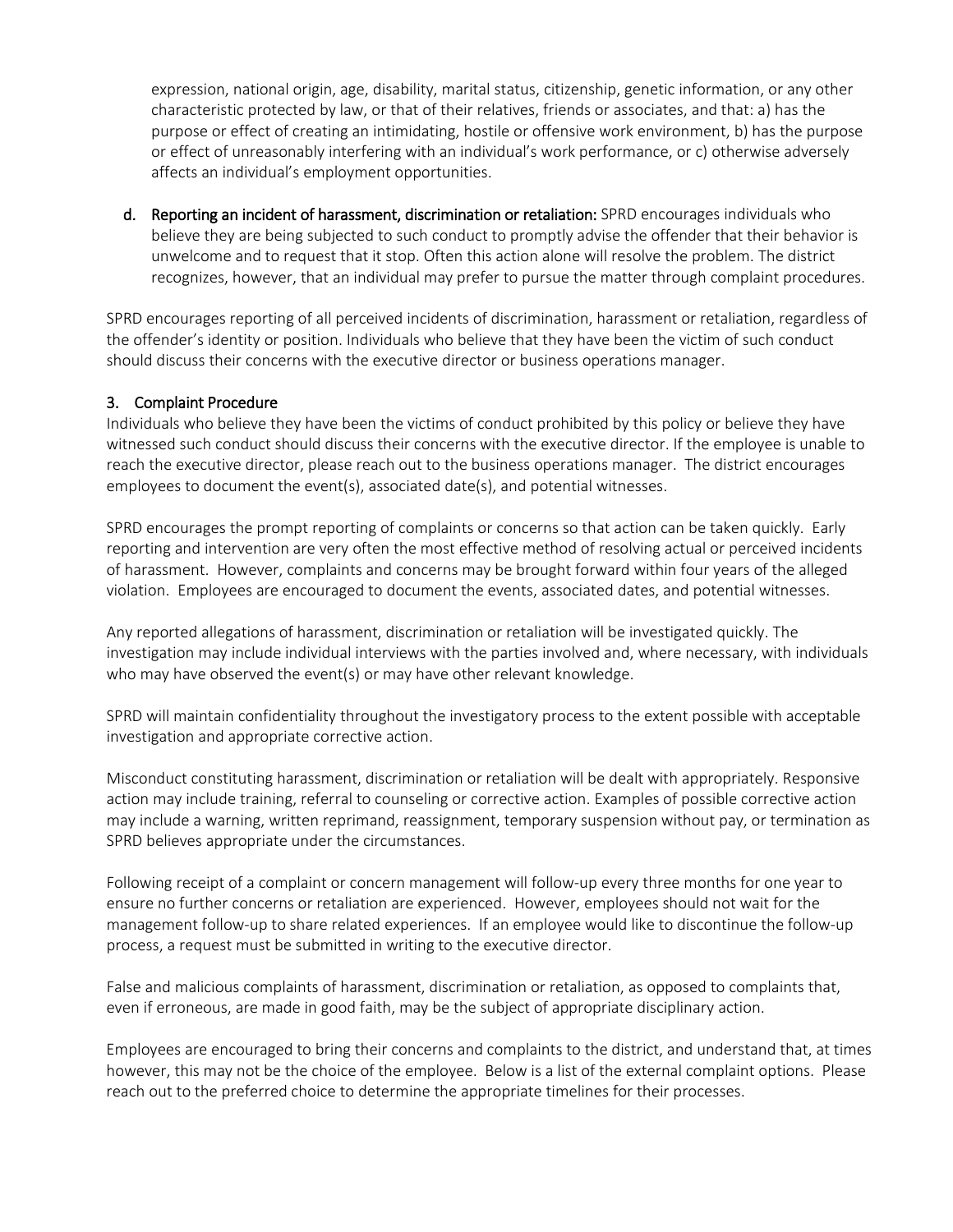expression, national origin, age, disability, marital status, citizenship, genetic information, or any other characteristic protected by law, or that of their relatives, friends or associates, and that: a) has the purpose or effect of creating an intimidating, hostile or offensive work environment, b) has the purpose or effect of unreasonably interfering with an individual's work performance, or c) otherwise adversely affects an individual's employment opportunities.

d. **Reporting an incident of harassment, discrimination or retaliation:** SPRD encourages individuals who believe they are being subjected to such conduct to promptly advise the offender that their behavior is unwelcome and to request that it stop. Often this action alone will resolve the problem. The district recognizes, however, that an individual may prefer to pursue the matter through complaint procedures.

SPRD encourages reporting of all perceived incidents of discrimination, harassment or retaliation, regardless of the offender's identity or position. Individuals who believe that they have been the victim of such conduct should discuss their concerns with the executive director or business operations manager.

### 3. Complaint Procedure

Individuals who believe they have been the victims of conduct prohibited by this policy or believe they have witnessed such conduct should discuss their concerns with the executive director. If the employee is unable to reach the executive director, please reach out to the business operations manager. The district encourages employees to document the event(s), associated date(s), and potential witnesses.

SPRD encourages the prompt reporting of complaints or concerns so that action can be taken quickly. Early reporting and intervention are very often the most effective method of resolving actual or perceived incidents of harassment. However, complaints and concerns may be brought forward within four years of the alleged violation. Employees are encouraged to document the events, associated dates, and potential witnesses.

Any reported allegations of harassment, discrimination or retaliation will be investigated quickly. The investigation may include individual interviews with the parties involved and, where necessary, with individuals who may have observed the event(s) or may have other relevant knowledge.

SPRD will maintain confidentiality throughout the investigatory process to the extent possible with acceptable investigation and appropriate corrective action.

Misconduct constituting harassment, discrimination or retaliation will be dealt with appropriately. Responsive action may include training, referral to counseling or corrective action. Examples of possible corrective action may include a warning, written reprimand, reassignment, temporary suspension without pay, or termination as SPRD believes appropriate under the circumstances.

Following receipt of a complaint or concern management will follow-up every three months for one year to ensure no further concerns or retaliation are experienced. However, employees should not wait for the management follow-up to share related experiences. If an employee would like to discontinue the follow-up process, a request must be submitted in writing to the executive director.

False and malicious complaints of harassment, discrimination or retaliation, as opposed to complaints that, even if erroneous, are made in good faith, may be the subject of appropriate disciplinary action.

Employees are encouraged to bring their concerns and complaints to the district, and understand that, at times however, this may not be the choice of the employee. Below is a list of the external complaint options. Please reach out to the preferred choice to determine the appropriate timelines for their processes.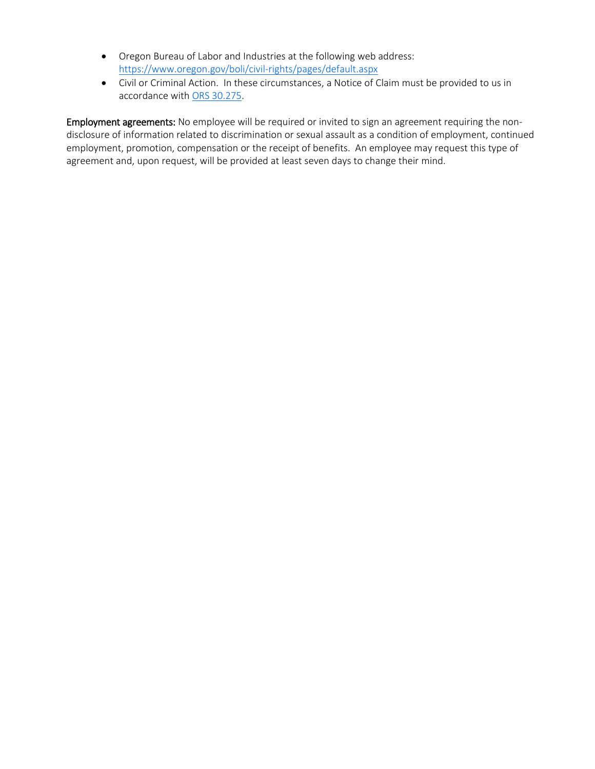- Oregon Bureau of Labor and Industries at the following web address: [https://www.oregon.gov/boli/civil-rights/pages/default.aspx](https://www.oregon.gov/boli/civil-rights/pages/default.aspx)
- Civil or Criminal Action. In these circumstances, a Notice of Claim must be provided to us in accordance with [ORS 30.275](ORS 30.275).

**Employment agreements:** No employee will be required or invited to sign an agreement requiring the non-disclosure of information related to discrimination or sexual assault as a condition of employment, continued employment, promotion, compensation or the receipt of benefits. An employee may request this type of agreement and, upon request, will be provided at least seven days to change their mind.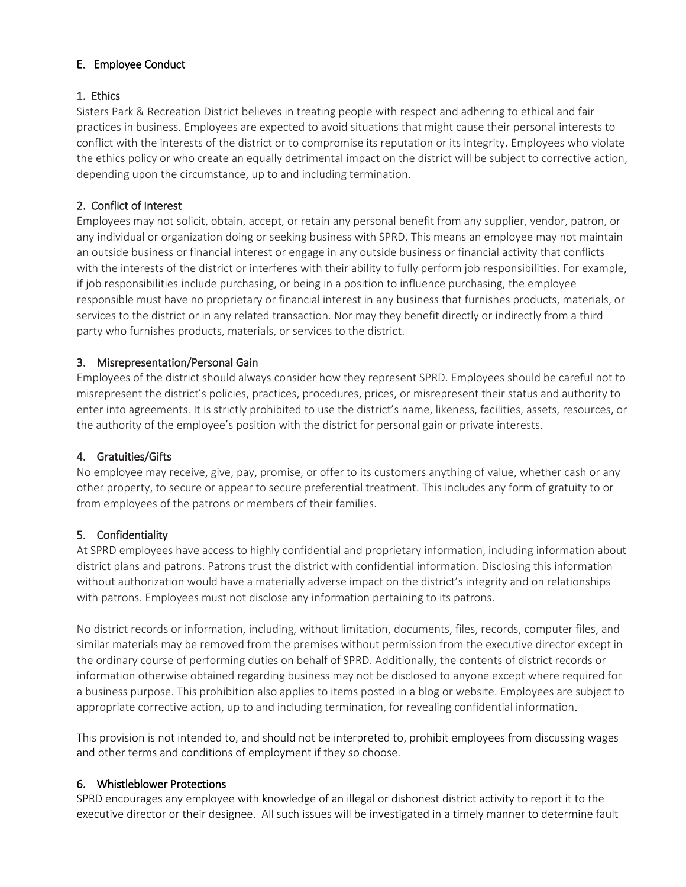## E. Employee Conduct

### 1. Ethics

Sisters Park & Recreation District believes in treating people with respect and adhering to ethical and fair practices in business. Employees are expected to avoid situations that might cause their personal interests to conflict with the interests of the district or to compromise its reputation or its integrity. Employees who violate the ethics policy or who create an equally detrimental impact on the district will be subject to corrective action, depending upon the circumstance, up to and including termination.

### 2. Conflict of Interest

Employees may not solicit, obtain, accept, or retain any personal benefit from any supplier, vendor, patron, or any individual or organization doing or seeking business with SPRD. This means an employee may not maintain an outside business or financial interest or engage in any outside business or financial activity that conflicts with the interests of the district or interferes with their ability to fully perform job responsibilities. For example, if job responsibilities include purchasing, or being in a position to influence purchasing, the employee responsible must have no proprietary or financial interest in any business that furnishes products, materials, or services to the district or in any related transaction. Nor may they benefit directly or indirectly from a third party who furnishes products, materials, or services to the district.

### 3. Misrepresentation/Personal Gain

Employees of the district should always consider how they represent SPRD. Employees should be careful not to misrepresent the district's policies, practices, procedures, prices, or misrepresent their status and authority to enter into agreements. It is strictly prohibited to use the district's name, likeness, facilities, assets, resources, or the authority of the employee's position with the district for personal gain or private interests.

### 4. Gratuities/Gifts

No employee may receive, give, pay, promise, or offer to its customers anything of value, whether cash or any other property, to secure or appear to secure preferential treatment. This includes any form of gratuity to or from employees of the patrons or members of their families.

### 5. Confidentiality

At SPRD employees have access to highly confidential and proprietary information, including information about district plans and patrons. Patrons trust the district with confidential information. Disclosing this information without authorization would have a materially adverse impact on the district's integrity and on relationships with patrons. Employees must not disclose any information pertaining to its patrons.

No district records or information, including, without limitation, documents, files, records, computer files, and similar materials may be removed from the premises without permission from the executive director except in the ordinary course of performing duties on behalf of SPRD. Additionally, the contents of district records or information otherwise obtained regarding business may not be disclosed to anyone except where required for a business purpose. This prohibition also applies to items posted in a blog or website. Employees are subject to appropriate corrective action, up to and including termination, for revealing confidential information.

This provision is not intended to, and should not be interpreted to, prohibit employees from discussing wages and other terms and conditions of employment if they so choose.

### 6. Whistleblower Protections

SPRD encourages any employee with knowledge of an illegal or dishonest district activity to report it to the executive director or their designee. All such issues will be investigated in a timely manner to determine fault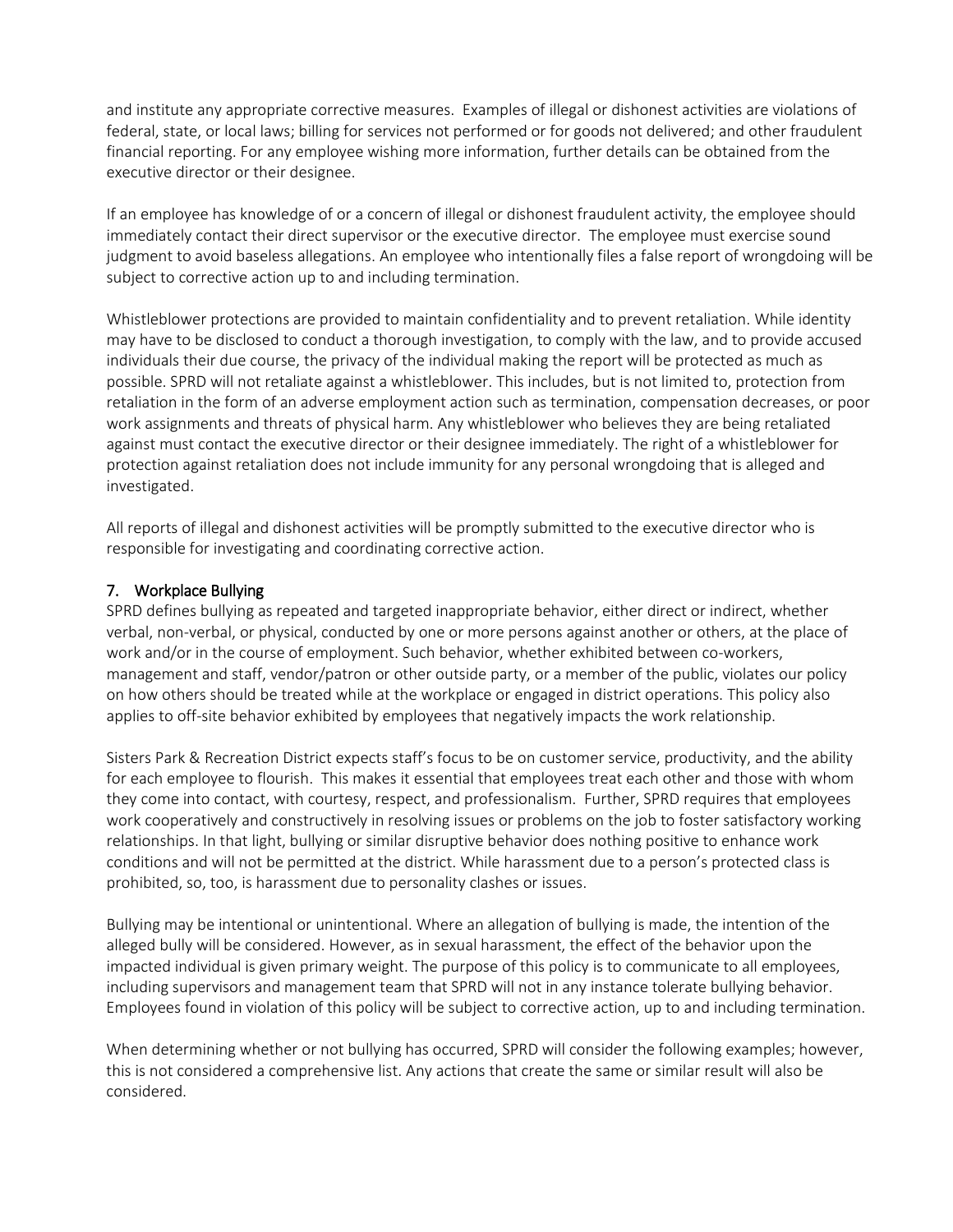and institute any appropriate corrective measures. Examples of illegal or dishonest activities are violations of federal, state, or local laws; billing for services not performed or for goods not delivered; and other fraudulent financial reporting. For any employee wishing more information, further details can be obtained from the executive director or their designee.

If an employee has knowledge of or a concern of illegal or dishonest fraudulent activity, the employee should immediately contact their direct supervisor or the executive director. The employee must exercise sound judgment to avoid baseless allegations. An employee who intentionally files a false report of wrongdoing will be subject to corrective action up to and including termination.

Whistleblower protections are provided to maintain confidentiality and to prevent retaliation. While identity may have to be disclosed to conduct a thorough investigation, to comply with the law, and to provide accused individuals their due course, the privacy of the individual making the report will be protected as much as possible. SPRD will not retaliate against a whistleblower. This includes, but is not limited to, protection from retaliation in the form of an adverse employment action such as termination, compensation decreases, or poor work assignments and threats of physical harm. Any whistleblower who believes they are being retaliated against must contact the executive director or their designee immediately. The right of a whistleblower for protection against retaliation does not include immunity for any personal wrongdoing that is alleged and investigated.

All reports of illegal and dishonest activities will be promptly submitted to the executive director who is responsible for investigating and coordinating corrective action.

## 7. Workplace Bullying

SPRD defines bullying as repeated and targeted inappropriate behavior, either direct or indirect, whether verbal, non-verbal, or physical, conducted by one or more persons against another or others, at the place of work and/or in the course of employment. Such behavior, whether exhibited between co-workers, management and staff, vendor/patron or other outside party, or a member of the public, violates our policy on how others should be treated while at the workplace or engaged in district operations. This policy also applies to off-site behavior exhibited by employees that negatively impacts the work relationship.

Sisters Park & Recreation District expects staff's focus to be on customer service, productivity, and the ability for each employee to flourish. This makes it essential that employees treat each other and those with whom they come into contact, with courtesy, respect, and professionalism. Further, SPRD requires that employees work cooperatively and constructively in resolving issues or problems on the job to foster satisfactory working relationships. In that light, bullying or similar disruptive behavior does nothing positive to enhance work conditions and will not be permitted at the district. While harassment due to a person's protected class is prohibited, so, too, is harassment due to personality clashes or issues.

Bullying may be intentional or unintentional. Where an allegation of bullying is made, the intention of the alleged bully will be considered. However, as in sexual harassment, the effect of the behavior upon the impacted individual is given primary weight. The purpose of this policy is to communicate to all employees, including supervisors and management team that SPRD will not in any instance tolerate bullying behavior. Employees found in violation of this policy will be subject to corrective action, up to and including termination.

When determining whether or not bullying has occurred, SPRD will consider the following examples; however, this is not considered a comprehensive list. Any actions that create the same or similar result will also be considered.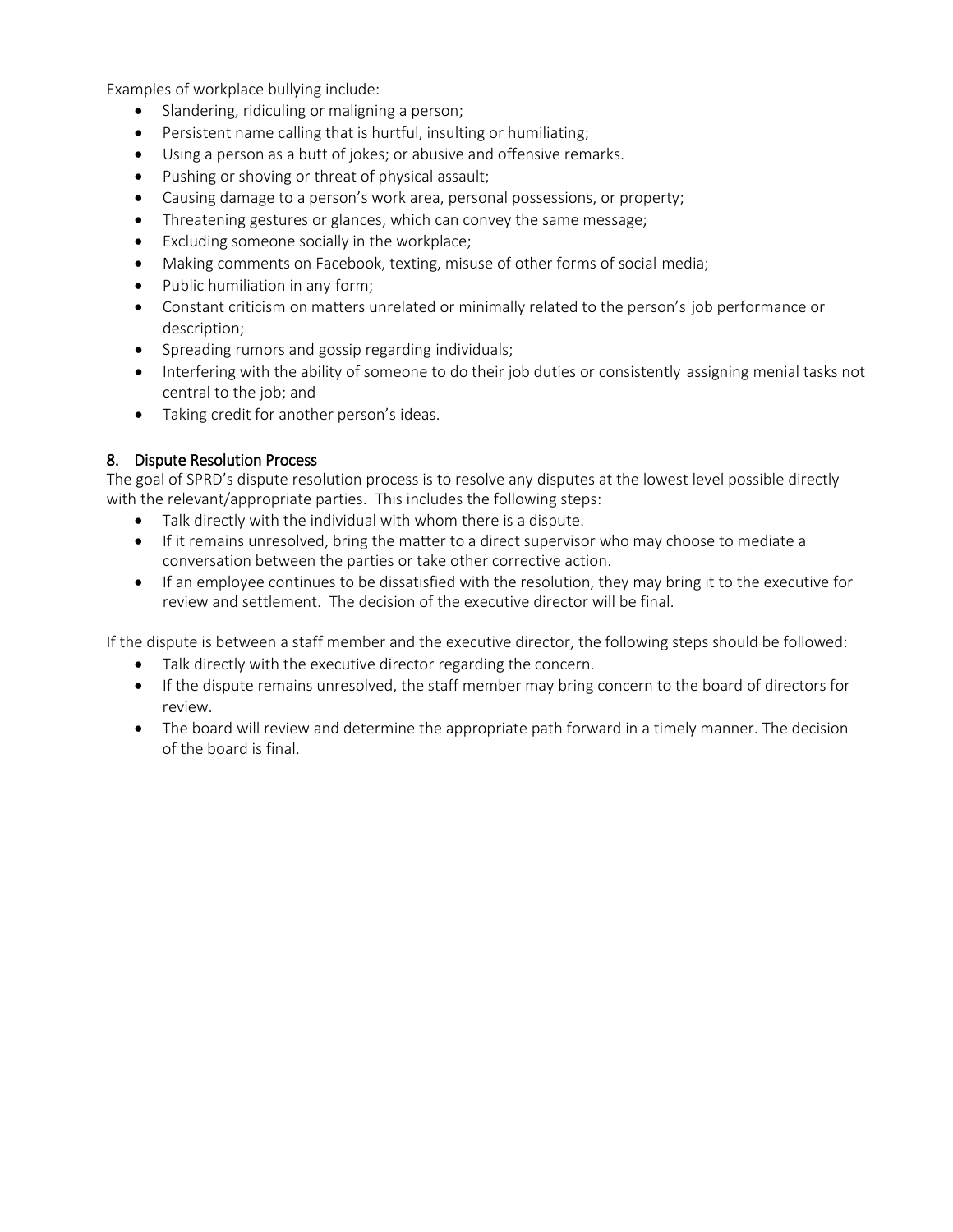Examples of workplace bullying include:

- Slandering, ridiculing or maligning a person;
- Persistent name calling that is hurtful, insulting or humiliating;
- Using a person as a butt of jokes; or abusive and offensive remarks.
- Pushing or shoving or threat of physical assault;
- Causing damage to a person's work area, personal possessions, or property;
- Threatening gestures or glances, which can convey the same message;
- Excluding someone socially in the workplace;
- Making comments on Facebook, texting, misuse of other forms of social media;
- Public humiliation in any form;
- Constant criticism on matters unrelated or minimally related to the person's job performance or description;
- Spreading rumors and gossip regarding individuals;
- Interfering with the ability of someone to do their job duties or consistently assigning menial tasks not central to the job; and
- Taking credit for another person's ideas.

## 8. Dispute Resolution Process

The goal of SPRD's dispute resolution process is to resolve any disputes at the lowest level possible directly with the relevant/appropriate parties. This includes the following steps:

- Talk directly with the individual with whom there is a dispute.
- If it remains unresolved, bring the matter to a direct supervisor who may choose to mediate a conversation between the parties or take other corrective action.
- If an employee continues to be dissatisfied with the resolution, they may bring it to the executive for review and settlement. The decision of the executive director will be final.

If the dispute is between a staff member and the executive director, the following steps should be followed:

- Talk directly with the executive director regarding the concern.
- If the dispute remains unresolved, the staff member may bring concern to the board of directors for review.
- The board will review and determine the appropriate path forward in a timely manner. The decision of the board is final.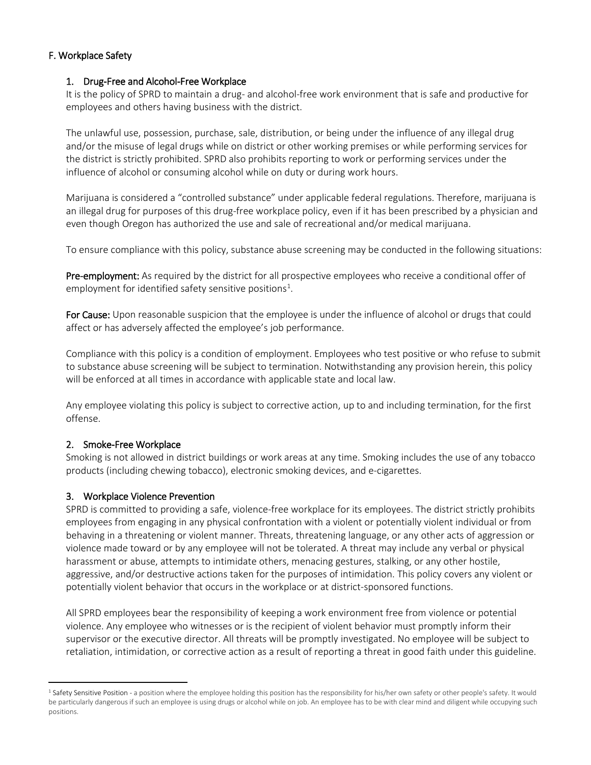## F. Workplace Safety

### 1. Drug-Free and Alcohol-Free Workplace

It is the policy of SPRD to maintain a drug- and alcohol-free work environment that is safe and productive for employees and others having business with the district.

The unlawful use, possession, purchase, sale, distribution, or being under the influence of any illegal drug and/or the misuse of legal drugs while on district or other working premises or while performing services for the district is strictly prohibited. SPRD also prohibits reporting to work or performing services under the influence of alcohol or consuming alcohol while on duty or during work hours.

Marijuana is considered a "controlled substance" under applicable federal regulations. Therefore, marijuana is an illegal drug for purposes of this drug-free workplace policy, even if it has been prescribed by a physician and even though Oregon has authorized the use and sale of recreational and/or medical marijuana.

To ensure compliance with this policy, substance abuse screening may be conducted in the following situations:

**Pre-employment:** As required by the district for all prospective employees who receive a conditional offer of employment for identified safety sensitive positions[1].

**For Cause:** Upon reasonable suspicion that the employee is under the influence of alcohol or drugs that could affect or has adversely affected the employee's job performance.

Compliance with this policy is a condition of employment. Employees who test positive or who refuse to submit to substance abuse screening will be subject to termination. Notwithstanding any provision herein, this policy will be enforced at all times in accordance with applicable state and local law.

Any employee violating this policy is subject to corrective action, up to and including termination, for the first offense.

### 2. Smoke-Free Workplace

Smoking is not allowed in district buildings or work areas at any time. Smoking includes the use of any tobacco products (including chewing tobacco), electronic smoking devices, and e-cigarettes.

### 3. Workplace Violence Prevention

SPRD is committed to providing a safe, violence-free workplace for its employees. The district strictly prohibits employees from engaging in any physical confrontation with a violent or potentially violent individual or from behaving in a threatening or violent manner. Threats, threatening language, or any other acts of aggression or violence made toward or by any employee will not be tolerated. A threat may include any verbal or physical harassment or abuse, attempts to intimidate others, menacing gestures, stalking, or any other hostile, aggressive, and/or destructive actions taken for the purposes of intimidation. This policy covers any violent or potentially violent behavior that occurs in the workplace or at district-sponsored functions.

All SPRD employees bear the responsibility of keeping a work environment free from violence or potential violence. Any employee who witnesses or is the recipient of violent behavior must promptly inform their supervisor or the executive director. All threats will be promptly investigated. No employee will be subject to retaliation, intimidation, or corrective action as a result of reporting a threat in good faith under this guideline.

---

[1] Safety Sensitive Position - a position where the employee holding this position has the responsibility for his/her own safety or other people's safety. It would be particularly dangerous if such an employee is using drugs or alcohol while on job. An employee has to be with clear mind and diligent while occupying such positions.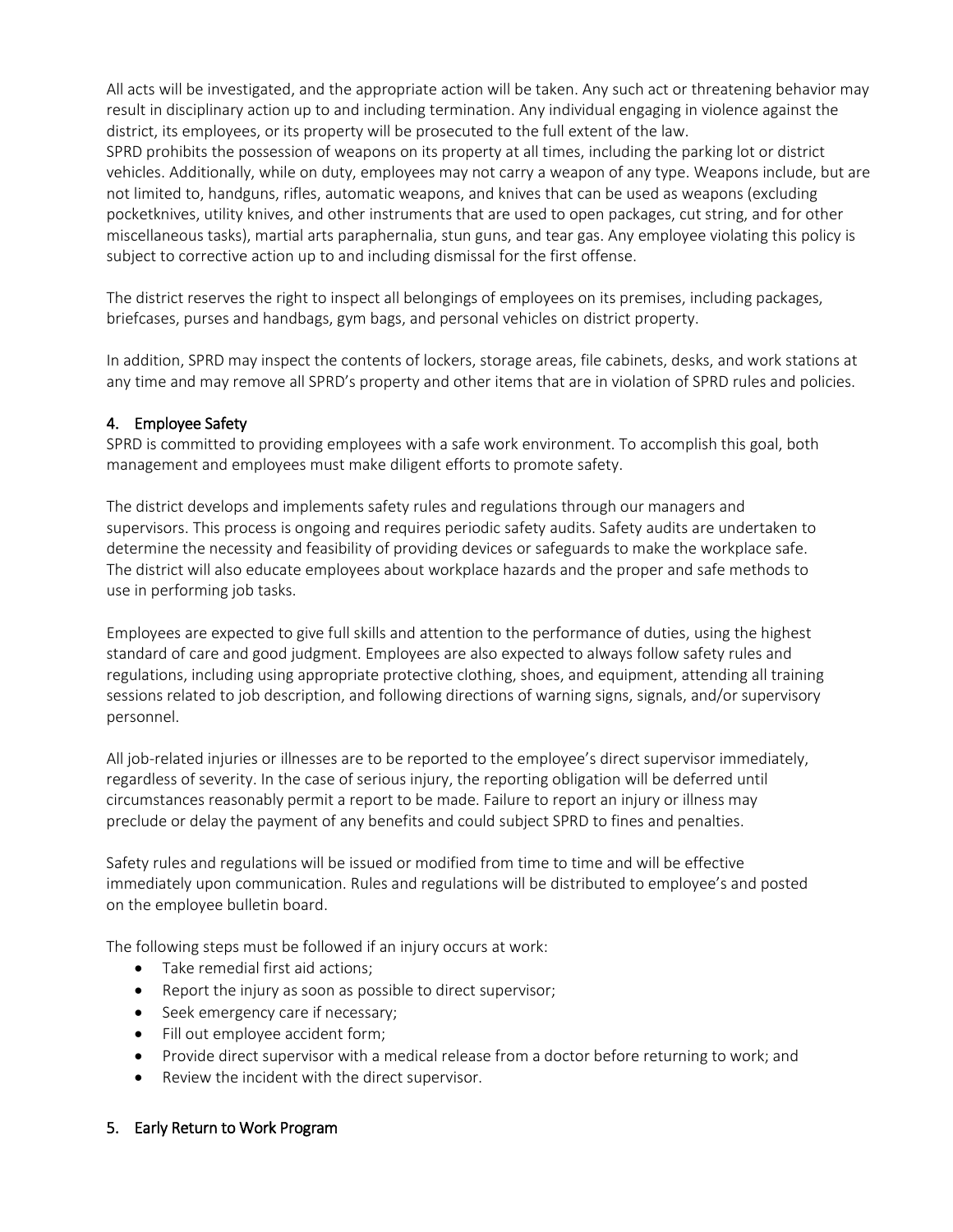All acts will be investigated, and the appropriate action will be taken. Any such act or threatening behavior may result in disciplinary action up to and including termination. Any individual engaging in violence against the district, its employees, or its property will be prosecuted to the full extent of the law.
SPRD prohibits the possession of weapons on its property at all times, including the parking lot or district vehicles. Additionally, while on duty, employees may not carry a weapon of any type. Weapons include, but are not limited to, handguns, rifles, automatic weapons, and knives that can be used as weapons (excluding pocketknives, utility knives, and other instruments that are used to open packages, cut string, and for other miscellaneous tasks), martial arts paraphernalia, stun guns, and tear gas. Any employee violating this policy is subject to corrective action up to and including dismissal for the first offense.

The district reserves the right to inspect all belongings of employees on its premises, including packages, briefcases, purses and handbags, gym bags, and personal vehicles on district property.

In addition, SPRD may inspect the contents of lockers, storage areas, file cabinets, desks, and work stations at any time and may remove all SPRD's property and other items that are in violation of SPRD rules and policies.

## 4. Employee Safety

SPRD is committed to providing employees with a safe work environment. To accomplish this goal, both management and employees must make diligent efforts to promote safety.

The district develops and implements safety rules and regulations through our managers and supervisors. This process is ongoing and requires periodic safety audits. Safety audits are undertaken to determine the necessity and feasibility of providing devices or safeguards to make the workplace safe. The district will also educate employees about workplace hazards and the proper and safe methods to use in performing job tasks.

Employees are expected to give full skills and attention to the performance of duties, using the highest standard of care and good judgment. Employees are also expected to always follow safety rules and regulations, including using appropriate protective clothing, shoes, and equipment, attending all training sessions related to job description, and following directions of warning signs, signals, and/or supervisory personnel.

All job-related injuries or illnesses are to be reported to the employee's direct supervisor immediately, regardless of severity. In the case of serious injury, the reporting obligation will be deferred until circumstances reasonably permit a report to be made. Failure to report an injury or illness may preclude or delay the payment of any benefits and could subject SPRD to fines and penalties.

Safety rules and regulations will be issued or modified from time to time and will be effective immediately upon communication. Rules and regulations will be distributed to employee's and posted on the employee bulletin board.

The following steps must be followed if an injury occurs at work:

- Take remedial first aid actions;
- Report the injury as soon as possible to direct supervisor;
- Seek emergency care if necessary;
- Fill out employee accident form;
- Provide direct supervisor with a medical release from a doctor before returning to work; and
- Review the incident with the direct supervisor.

## 5. Early Return to Work Program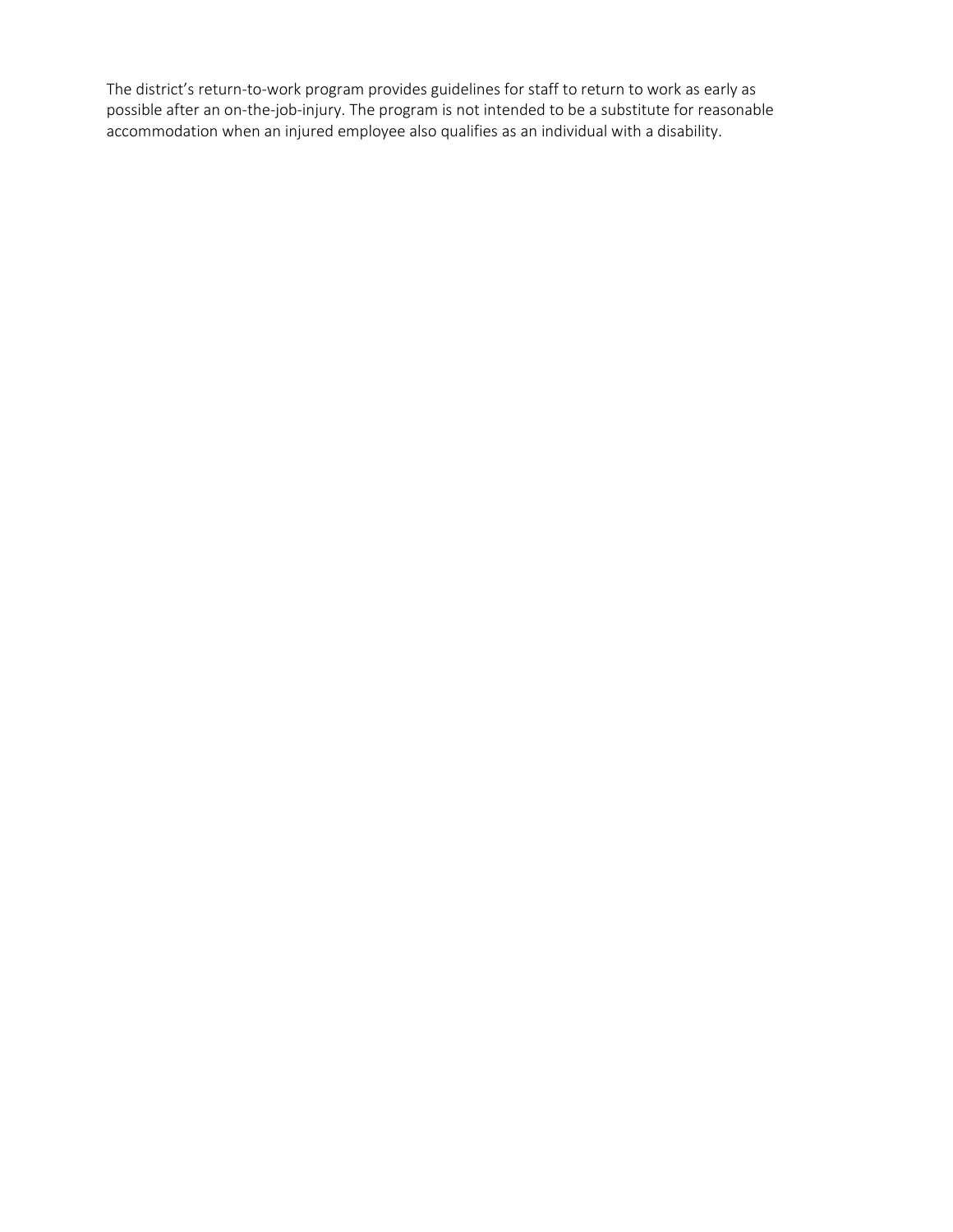The district's return-to-work program provides guidelines for staff to return to work as early as possible after an on-the-job-injury. The program is not intended to be a substitute for reasonable accommodation when an injured employee also qualifies as an individual with a disability.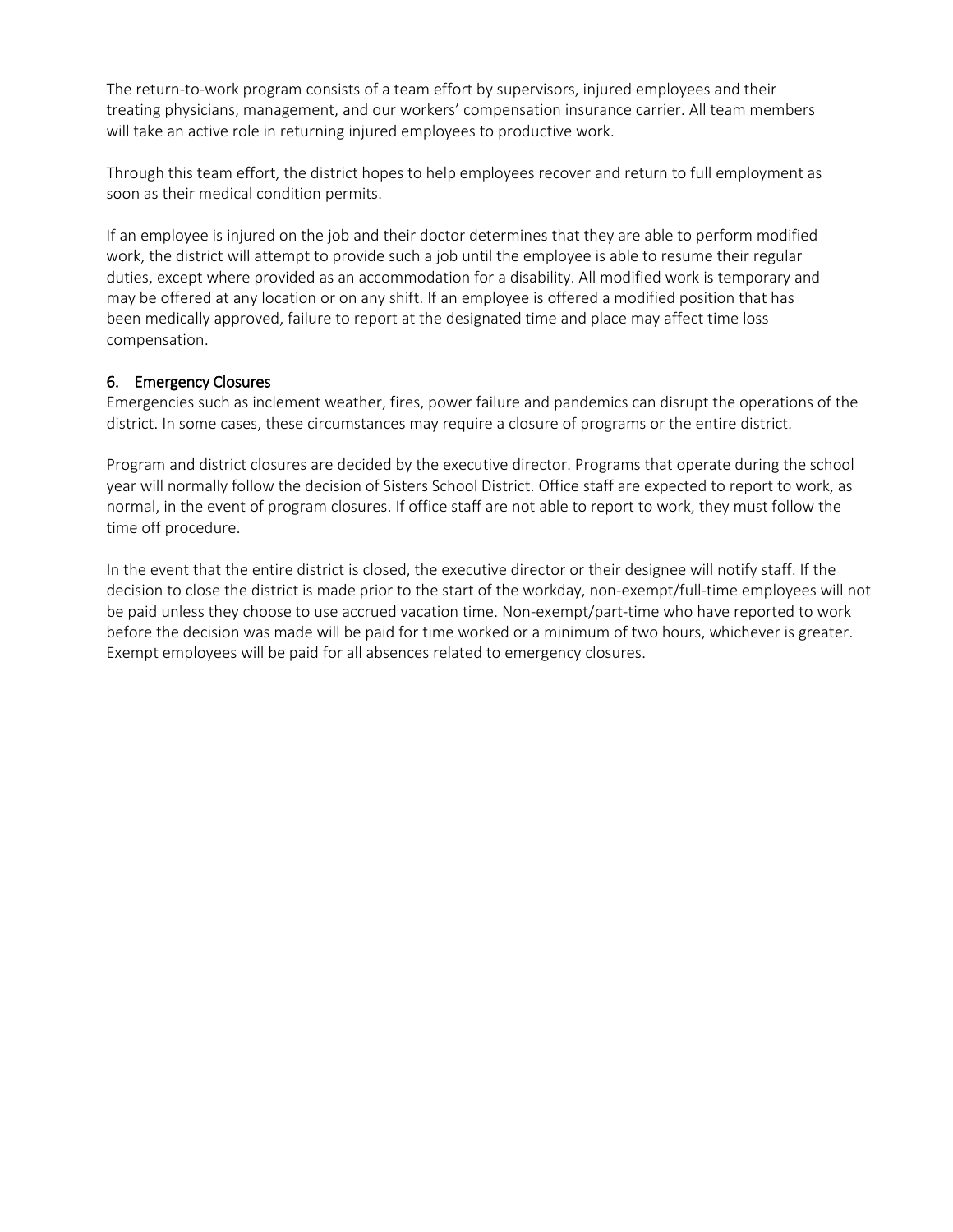The return-to-work program consists of a team effort by supervisors, injured employees and their treating physicians, management, and our workers' compensation insurance carrier. All team members will take an active role in returning injured employees to productive work.

Through this team effort, the district hopes to help employees recover and return to full employment as soon as their medical condition permits.

If an employee is injured on the job and their doctor determines that they are able to perform modified work, the district will attempt to provide such a job until the employee is able to resume their regular duties, except where provided as an accommodation for a disability. All modified work is temporary and may be offered at any location or on any shift. If an employee is offered a modified position that has been medically approved, failure to report at the designated time and place may affect time loss compensation.

## 6. Emergency Closures

Emergencies such as inclement weather, fires, power failure and pandemics can disrupt the operations of the district. In some cases, these circumstances may require a closure of programs or the entire district.

Program and district closures are decided by the executive director. Programs that operate during the school year will normally follow the decision of Sisters School District. Office staff are expected to report to work, as normal, in the event of program closures. If office staff are not able to report to work, they must follow the time off procedure.

In the event that the entire district is closed, the executive director or their designee will notify staff. If the decision to close the district is made prior to the start of the workday, non-exempt/full-time employees will not be paid unless they choose to use accrued vacation time. Non-exempt/part-time who have reported to work before the decision was made will be paid for time worked or a minimum of two hours, whichever is greater. Exempt employees will be paid for all absences related to emergency closures.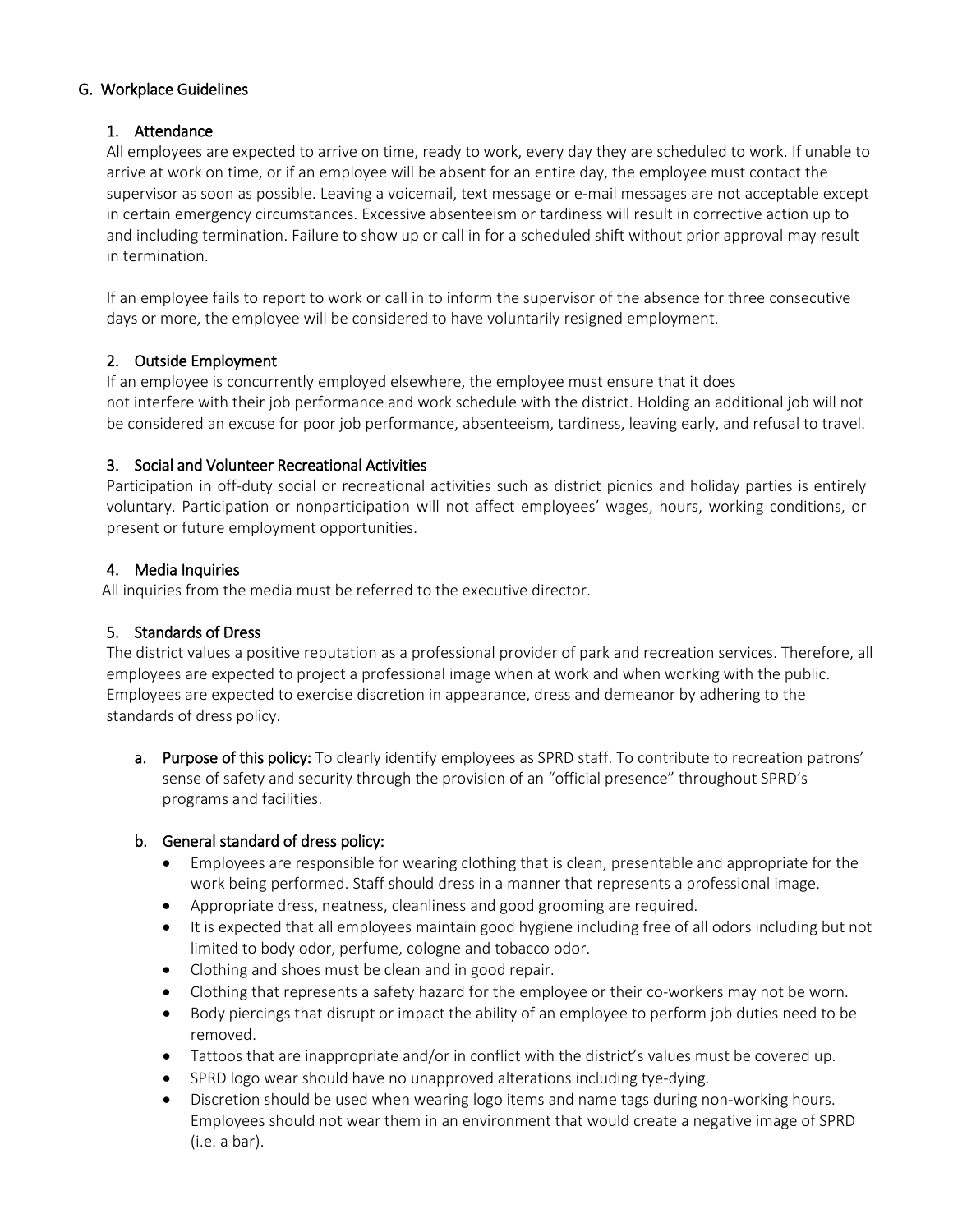## G. Workplace Guidelines

### 1. Attendance

All employees are expected to arrive on time, ready to work, every day they are scheduled to work. If unable to arrive at work on time, or if an employee will be absent for an entire day, the employee must contact the supervisor as soon as possible. Leaving a voicemail, text message or e-mail messages are not acceptable except in certain emergency circumstances. Excessive absenteeism or tardiness will result in corrective action up to and including termination. Failure to show up or call in for a scheduled shift without prior approval may result in termination.

If an employee fails to report to work or call in to inform the supervisor of the absence for three consecutive days or more, the employee will be considered to have voluntarily resigned employment.

### 2. Outside Employment

If an employee is concurrently employed elsewhere, the employee must ensure that it does not interfere with their job performance and work schedule with the district. Holding an additional job will not be considered an excuse for poor job performance, absenteeism, tardiness, leaving early, and refusal to travel.

### 3. Social and Volunteer Recreational Activities

Participation in off-duty social or recreational activities such as district picnics and holiday parties is entirely voluntary. Participation or nonparticipation will not affect employees' wages, hours, working conditions, or present or future employment opportunities.

### 4. Media Inquiries

All inquiries from the media must be referred to the executive director.

### 5. Standards of Dress

The district values a positive reputation as a professional provider of park and recreation services. Therefore, all employees are expected to project a professional image when at work and when working with the public. Employees are expected to exercise discretion in appearance, dress and demeanor by adhering to the standards of dress policy.

a. **Purpose of this policy:** To clearly identify employees as SPRD staff. To contribute to recreation patrons' sense of safety and security through the provision of an "official presence" throughout SPRD's programs and facilities.

b. **General standard of dress policy:**

- Employees are responsible for wearing clothing that is clean, presentable and appropriate for the work being performed. Staff should dress in a manner that represents a professional image.
- Appropriate dress, neatness, cleanliness and good grooming are required.
- It is expected that all employees maintain good hygiene including free of all odors including but not limited to body odor, perfume, cologne and tobacco odor.
- Clothing and shoes must be clean and in good repair.
- Clothing that represents a safety hazard for the employee or their co-workers may not be worn.
- Body piercings that disrupt or impact the ability of an employee to perform job duties need to be removed.
- Tattoos that are inappropriate and/or in conflict with the district's values must be covered up.
- SPRD logo wear should have no unapproved alterations including tye-dying.
- Discretion should be used when wearing logo items and name tags during non-working hours. Employees should not wear them in an environment that would create a negative image of SPRD (i.e. a bar).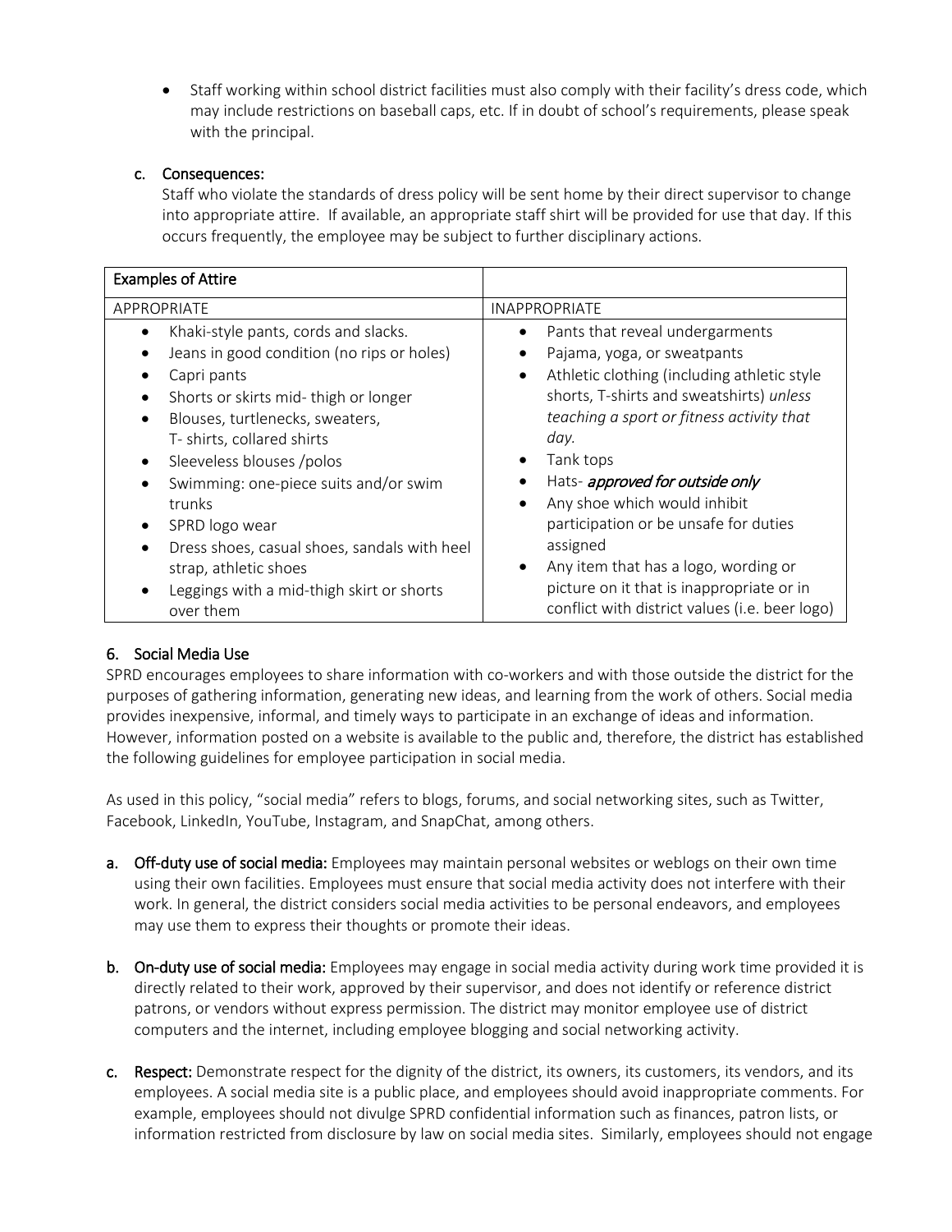- Staff working within school district facilities must also comply with their facility's dress code, which may include restrictions on baseball caps, etc. If in doubt of school's requirements, please speak with the principal.

c. Consequences:
Staff who violate the standards of dress policy will be sent home by their direct supervisor to change into appropriate attire. If available, an appropriate staff shirt will be provided for use that day. If this occurs frequently, the employee may be subject to further disciplinary actions.

| Examples of Attire | |
|---|---|
| APPROPRIATE | INAPPROPRIATE |
| • Khaki-style pants, cords and slacks.<br>• Jeans in good condition (no rips or holes)<br>• Capri pants<br>• Shorts or skirts mid- thigh or longer<br>• Blouses, turtlenecks, sweaters, T- shirts, collared shirts<br>• Sleeveless blouses /polos<br>• Swimming: one-piece suits and/or swim trunks<br>• SPRD logo wear<br>• Dress shoes, casual shoes, sandals with heel strap, athletic shoes<br>• Leggings with a mid-thigh skirt or shorts over them | • Pants that reveal undergarments<br>• Pajama, yoga, or sweatpants<br>• Athletic clothing (including athletic style shorts, T-shirts and sweatshirts) *unless teaching a sport or fitness activity that day.*<br>• Tank tops<br>• Hats- ***approved for outside only***<br>• Any shoe which would inhibit participation or be unsafe for duties assigned<br>• Any item that has a logo, wording or picture on it that is inappropriate or in conflict with district values (i.e. beer logo) |

## 6. Social Media Use

SPRD encourages employees to share information with co-workers and with those outside the district for the purposes of gathering information, generating new ideas, and learning from the work of others. Social media provides inexpensive, informal, and timely ways to participate in an exchange of ideas and information. However, information posted on a website is available to the public and, therefore, the district has established the following guidelines for employee participation in social media.

As used in this policy, "social media" refers to blogs, forums, and social networking sites, such as Twitter, Facebook, LinkedIn, YouTube, Instagram, and SnapChat, among others.

a. **Off-duty use of social media:** Employees may maintain personal websites or weblogs on their own time using their own facilities. Employees must ensure that social media activity does not interfere with their work. In general, the district considers social media activities to be personal endeavors, and employees may use them to express their thoughts or promote their ideas.

b. **On-duty use of social media:** Employees may engage in social media activity during work time provided it is directly related to their work, approved by their supervisor, and does not identify or reference district patrons, or vendors without express permission. The district may monitor employee use of district computers and the internet, including employee blogging and social networking activity.

c. **Respect:** Demonstrate respect for the dignity of the district, its owners, its customers, its vendors, and its employees. A social media site is a public place, and employees should avoid inappropriate comments. For example, employees should not divulge SPRD confidential information such as finances, patron lists, or information restricted from disclosure by law on social media sites. Similarly, employees should not engage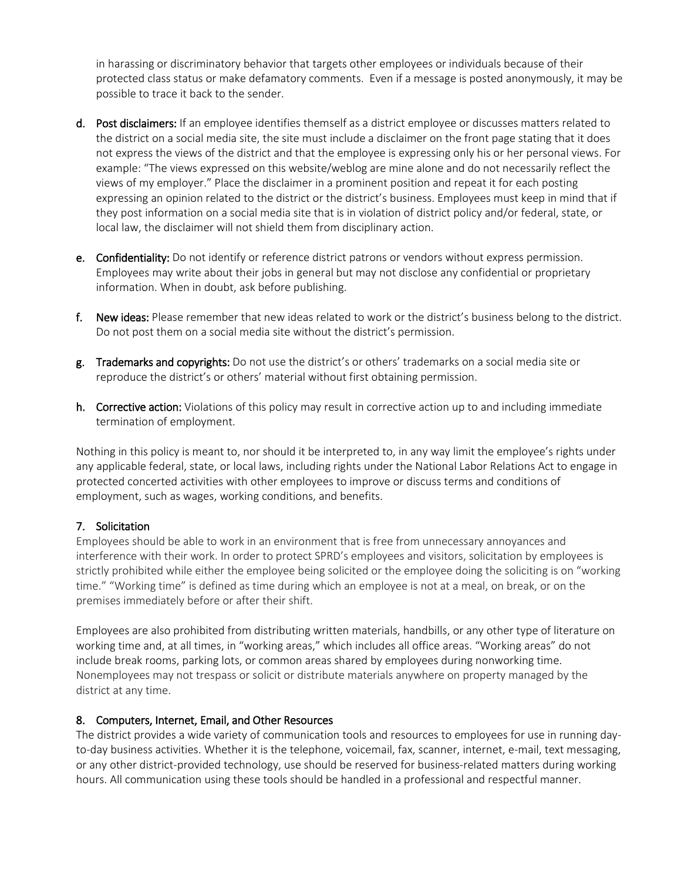in harassing or discriminatory behavior that targets other employees or individuals because of their protected class status or make defamatory comments. Even if a message is posted anonymously, it may be possible to trace it back to the sender.

d. **Post disclaimers:** If an employee identifies themself as a district employee or discusses matters related to the district on a social media site, the site must include a disclaimer on the front page stating that it does not express the views of the district and that the employee is expressing only his or her personal views. For example: "The views expressed on this website/weblog are mine alone and do not necessarily reflect the views of my employer." Place the disclaimer in a prominent position and repeat it for each posting expressing an opinion related to the district or the district's business. Employees must keep in mind that if they post information on a social media site that is in violation of district policy and/or federal, state, or local law, the disclaimer will not shield them from disciplinary action.

e. **Confidentiality:** Do not identify or reference district patrons or vendors without express permission. Employees may write about their jobs in general but may not disclose any confidential or proprietary information. When in doubt, ask before publishing.

f. **New ideas:** Please remember that new ideas related to work or the district's business belong to the district. Do not post them on a social media site without the district's permission.

g. **Trademarks and copyrights:** Do not use the district's or others' trademarks on a social media site or reproduce the district's or others' material without first obtaining permission.

h. **Corrective action:** Violations of this policy may result in corrective action up to and including immediate termination of employment.

Nothing in this policy is meant to, nor should it be interpreted to, in any way limit the employee's rights under any applicable federal, state, or local laws, including rights under the National Labor Relations Act to engage in protected concerted activities with other employees to improve or discuss terms and conditions of employment, such as wages, working conditions, and benefits.

## 7. Solicitation

Employees should be able to work in an environment that is free from unnecessary annoyances and interference with their work. In order to protect SPRD's employees and visitors, solicitation by employees is strictly prohibited while either the employee being solicited or the employee doing the soliciting is on "working time." "Working time" is defined as time during which an employee is not at a meal, on break, or on the premises immediately before or after their shift.

Employees are also prohibited from distributing written materials, handbills, or any other type of literature on working time and, at all times, in "working areas," which includes all office areas. "Working areas" do not include break rooms, parking lots, or common areas shared by employees during nonworking time. Nonemployees may not trespass or solicit or distribute materials anywhere on property managed by the district at any time.

## 8. Computers, Internet, Email, and Other Resources

The district provides a wide variety of communication tools and resources to employees for use in running day-to-day business activities. Whether it is the telephone, voicemail, fax, scanner, internet, e-mail, text messaging, or any other district-provided technology, use should be reserved for business-related matters during working hours. All communication using these tools should be handled in a professional and respectful manner.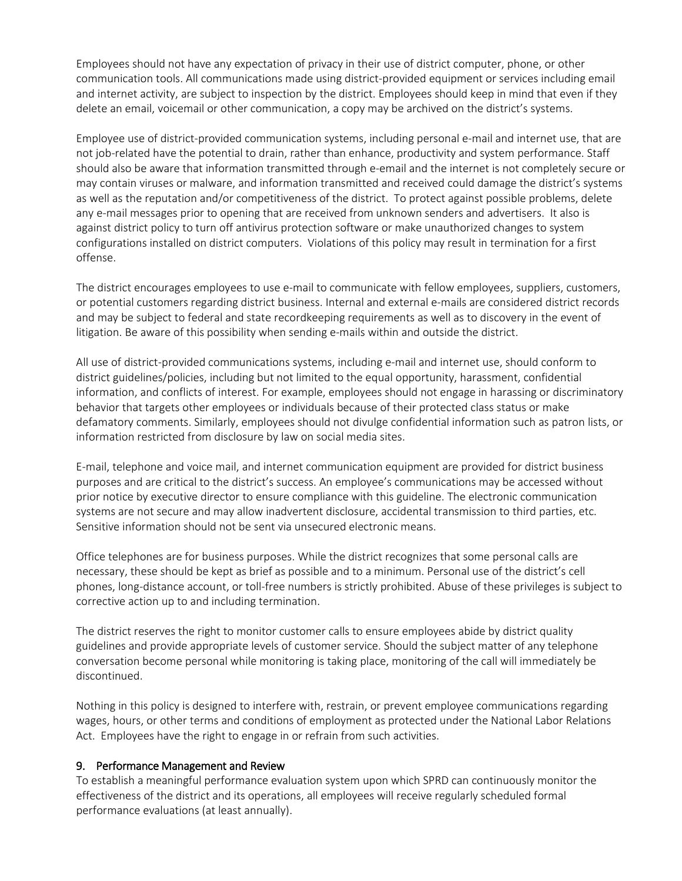Employees should not have any expectation of privacy in their use of district computer, phone, or other communication tools. All communications made using district-provided equipment or services including email and internet activity, are subject to inspection by the district. Employees should keep in mind that even if they delete an email, voicemail or other communication, a copy may be archived on the district's systems.

Employee use of district-provided communication systems, including personal e-mail and internet use, that are not job-related have the potential to drain, rather than enhance, productivity and system performance. Staff should also be aware that information transmitted through e-email and the internet is not completely secure or may contain viruses or malware, and information transmitted and received could damage the district's systems as well as the reputation and/or competitiveness of the district. To protect against possible problems, delete any e-mail messages prior to opening that are received from unknown senders and advertisers. It also is against district policy to turn off antivirus protection software or make unauthorized changes to system configurations installed on district computers. Violations of this policy may result in termination for a first offense.

The district encourages employees to use e-mail to communicate with fellow employees, suppliers, customers, or potential customers regarding district business. Internal and external e-mails are considered district records and may be subject to federal and state recordkeeping requirements as well as to discovery in the event of litigation. Be aware of this possibility when sending e-mails within and outside the district.

All use of district-provided communications systems, including e-mail and internet use, should conform to district guidelines/policies, including but not limited to the equal opportunity, harassment, confidential information, and conflicts of interest. For example, employees should not engage in harassing or discriminatory behavior that targets other employees or individuals because of their protected class status or make defamatory comments. Similarly, employees should not divulge confidential information such as patron lists, or information restricted from disclosure by law on social media sites.

E-mail, telephone and voice mail, and internet communication equipment are provided for district business purposes and are critical to the district's success. An employee's communications may be accessed without prior notice by executive director to ensure compliance with this guideline. The electronic communication systems are not secure and may allow inadvertent disclosure, accidental transmission to third parties, etc. Sensitive information should not be sent via unsecured electronic means.

Office telephones are for business purposes. While the district recognizes that some personal calls are necessary, these should be kept as brief as possible and to a minimum. Personal use of the district's cell phones, long-distance account, or toll-free numbers is strictly prohibited. Abuse of these privileges is subject to corrective action up to and including termination.

The district reserves the right to monitor customer calls to ensure employees abide by district quality guidelines and provide appropriate levels of customer service. Should the subject matter of any telephone conversation become personal while monitoring is taking place, monitoring of the call will immediately be discontinued.

Nothing in this policy is designed to interfere with, restrain, or prevent employee communications regarding wages, hours, or other terms and conditions of employment as protected under the National Labor Relations Act. Employees have the right to engage in or refrain from such activities.

## 9. Performance Management and Review

To establish a meaningful performance evaluation system upon which SPRD can continuously monitor the effectiveness of the district and its operations, all employees will receive regularly scheduled formal performance evaluations (at least annually).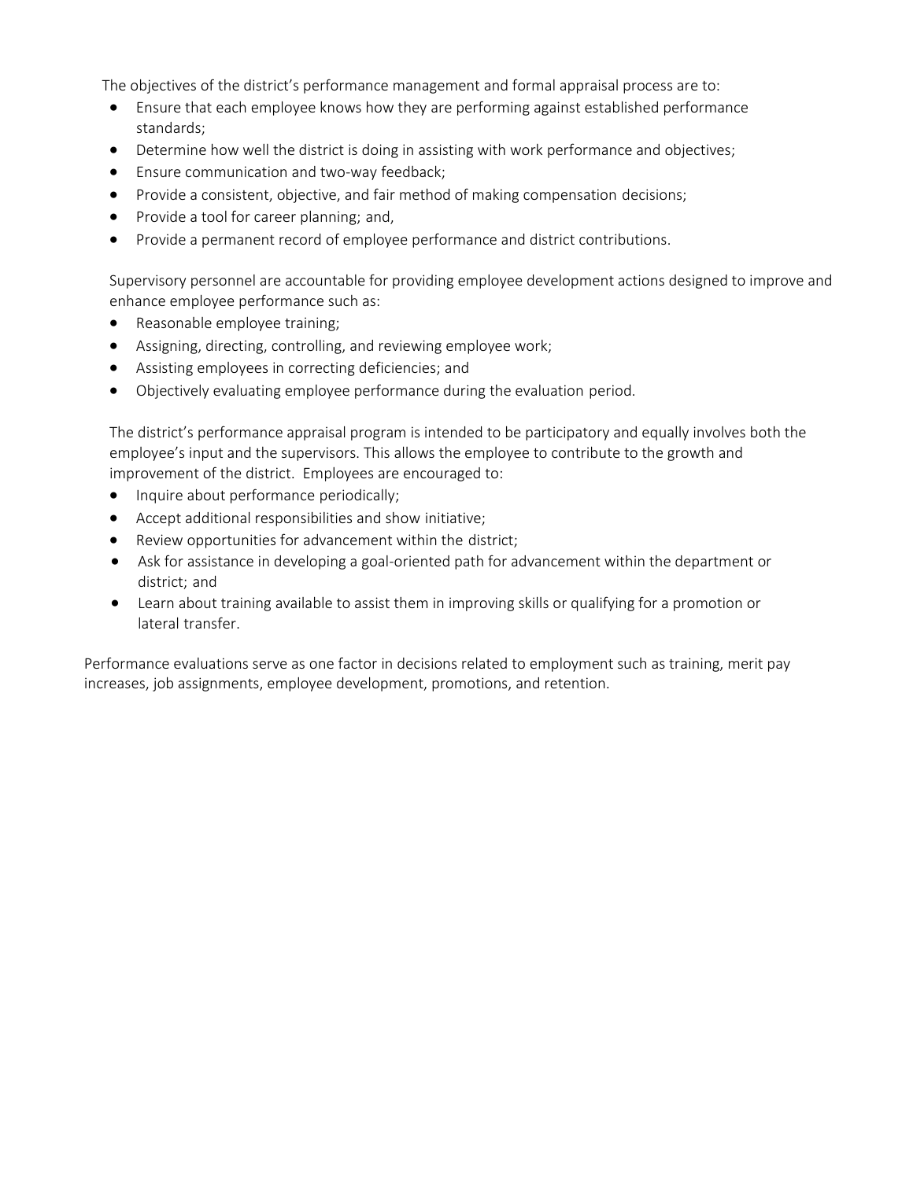The objectives of the district's performance management and formal appraisal process are to:

- Ensure that each employee knows how they are performing against established performance standards;
- Determine how well the district is doing in assisting with work performance and objectives;
- Ensure communication and two-way feedback;
- Provide a consistent, objective, and fair method of making compensation decisions;
- Provide a tool for career planning; and,
- Provide a permanent record of employee performance and district contributions.

Supervisory personnel are accountable for providing employee development actions designed to improve and enhance employee performance such as:

- Reasonable employee training;
- Assigning, directing, controlling, and reviewing employee work;
- Assisting employees in correcting deficiencies; and
- Objectively evaluating employee performance during the evaluation period.

The district's performance appraisal program is intended to be participatory and equally involves both the employee's input and the supervisors. This allows the employee to contribute to the growth and improvement of the district. Employees are encouraged to:

- Inquire about performance periodically;
- Accept additional responsibilities and show initiative;
- Review opportunities for advancement within the district;
- Ask for assistance in developing a goal-oriented path for advancement within the department or district; and
- Learn about training available to assist them in improving skills or qualifying for a promotion or lateral transfer.

Performance evaluations serve as one factor in decisions related to employment such as training, merit pay increases, job assignments, employee development, promotions, and retention.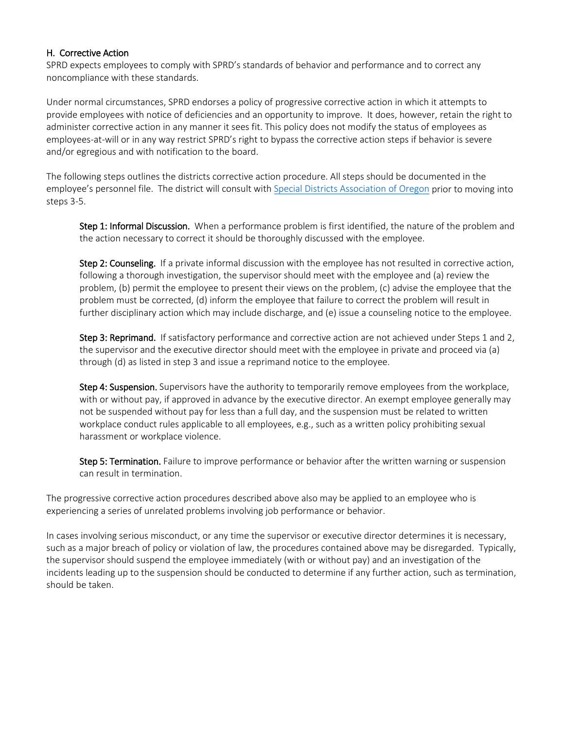### H. Corrective Action

SPRD expects employees to comply with SPRD's standards of behavior and performance and to correct any noncompliance with these standards.

Under normal circumstances, SPRD endorses a policy of progressive corrective action in which it attempts to provide employees with notice of deficiencies and an opportunity to improve. It does, however, retain the right to administer corrective action in any manner it sees fit. This policy does not modify the status of employees as employees-at-will or in any way restrict SPRD's right to bypass the corrective action steps if behavior is severe and/or egregious and with notification to the board.

The following steps outlines the districts corrective action procedure. All steps should be documented in the employee's personnel file. The district will consult with Special Districts Association of Oregon prior to moving into steps 3-5.

**Step 1: Informal Discussion.** When a performance problem is first identified, the nature of the problem and the action necessary to correct it should be thoroughly discussed with the employee.

**Step 2: Counseling.** If a private informal discussion with the employee has not resulted in corrective action, following a thorough investigation, the supervisor should meet with the employee and (a) review the problem, (b) permit the employee to present their views on the problem, (c) advise the employee that the problem must be corrected, (d) inform the employee that failure to correct the problem will result in further disciplinary action which may include discharge, and (e) issue a counseling notice to the employee.

**Step 3: Reprimand.** If satisfactory performance and corrective action are not achieved under Steps 1 and 2, the supervisor and the executive director should meet with the employee in private and proceed via (a) through (d) as listed in step 3 and issue a reprimand notice to the employee.

**Step 4: Suspension.** Supervisors have the authority to temporarily remove employees from the workplace, with or without pay, if approved in advance by the executive director. An exempt employee generally may not be suspended without pay for less than a full day, and the suspension must be related to written workplace conduct rules applicable to all employees, e.g., such as a written policy prohibiting sexual harassment or workplace violence.

**Step 5: Termination.** Failure to improve performance or behavior after the written warning or suspension can result in termination.

The progressive corrective action procedures described above also may be applied to an employee who is experiencing a series of unrelated problems involving job performance or behavior.

In cases involving serious misconduct, or any time the supervisor or executive director determines it is necessary, such as a major breach of policy or violation of law, the procedures contained above may be disregarded. Typically, the supervisor should suspend the employee immediately (with or without pay) and an investigation of the incidents leading up to the suspension should be conducted to determine if any further action, such as termination, should be taken.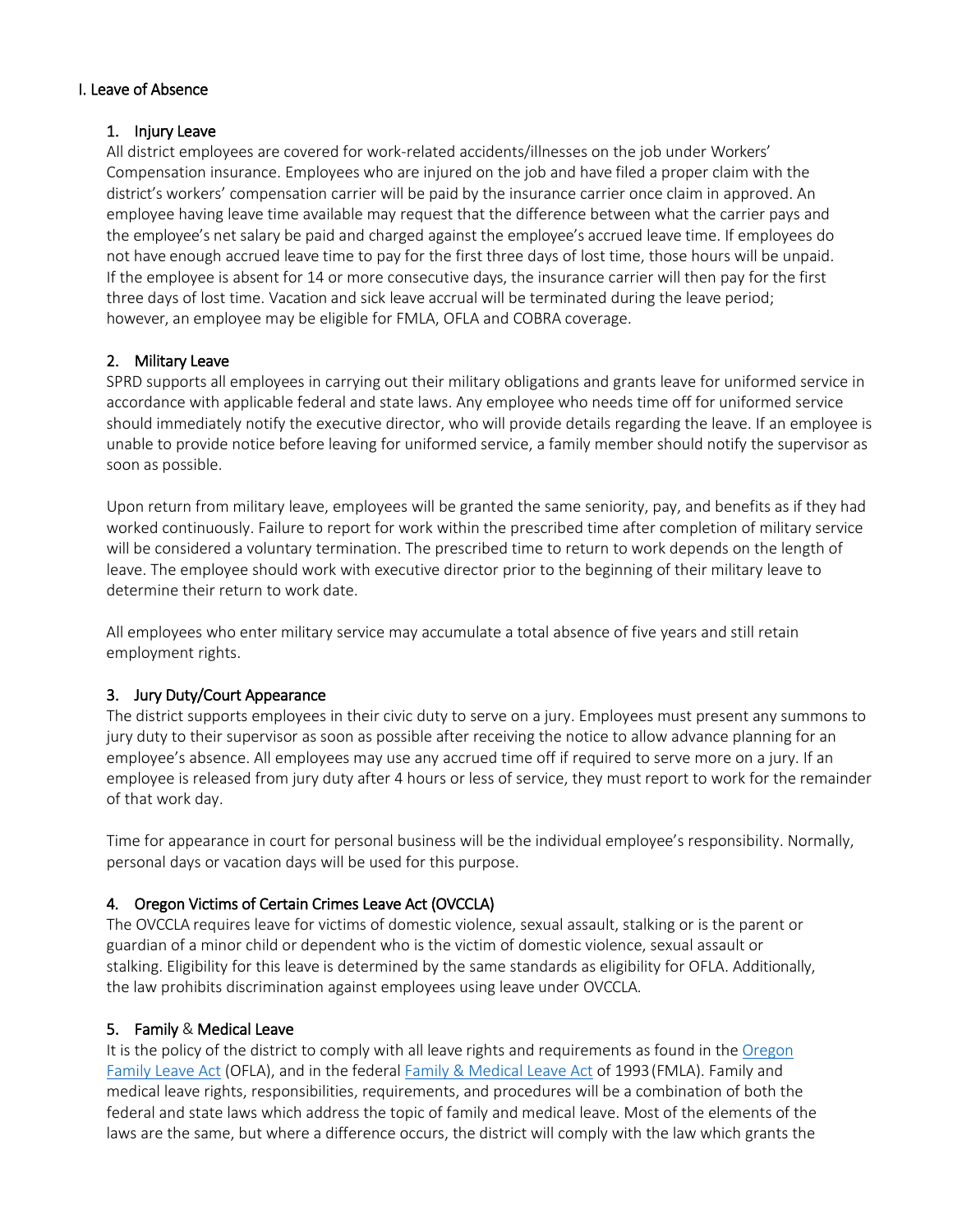## I. Leave of Absence

### 1. Injury Leave

All district employees are covered for work-related accidents/illnesses on the job under Workers' Compensation insurance. Employees who are injured on the job and have filed a proper claim with the district's workers' compensation carrier will be paid by the insurance carrier once claim in approved. An employee having leave time available may request that the difference between what the carrier pays and the employee's net salary be paid and charged against the employee's accrued leave time. If employees do not have enough accrued leave time to pay for the first three days of lost time, those hours will be unpaid. If the employee is absent for 14 or more consecutive days, the insurance carrier will then pay for the first three days of lost time. Vacation and sick leave accrual will be terminated during the leave period; however, an employee may be eligible for FMLA, OFLA and COBRA coverage.

### 2. Military Leave

SPRD supports all employees in carrying out their military obligations and grants leave for uniformed service in accordance with applicable federal and state laws. Any employee who needs time off for uniformed service should immediately notify the executive director, who will provide details regarding the leave. If an employee is unable to provide notice before leaving for uniformed service, a family member should notify the supervisor as soon as possible.

Upon return from military leave, employees will be granted the same seniority, pay, and benefits as if they had worked continuously. Failure to report for work within the prescribed time after completion of military service will be considered a voluntary termination. The prescribed time to return to work depends on the length of leave. The employee should work with executive director prior to the beginning of their military leave to determine their return to work date.

All employees who enter military service may accumulate a total absence of five years and still retain employment rights.

### 3. Jury Duty/Court Appearance

The district supports employees in their civic duty to serve on a jury. Employees must present any summons to jury duty to their supervisor as soon as possible after receiving the notice to allow advance planning for an employee's absence. All employees may use any accrued time off if required to serve more on a jury. If an employee is released from jury duty after 4 hours or less of service, they must report to work for the remainder of that work day.

Time for appearance in court for personal business will be the individual employee's responsibility. Normally, personal days or vacation days will be used for this purpose.

### 4. Oregon Victims of Certain Crimes Leave Act (OVCCLA)

The OVCCLA requires leave for victims of domestic violence, sexual assault, stalking or is the parent or guardian of a minor child or dependent who is the victim of domestic violence, sexual assault or stalking. Eligibility for this leave is determined by the same standards as eligibility for OFLA. Additionally, the law prohibits discrimination against employees using leave under OVCCLA.

### 5. Family & Medical Leave

It is the policy of the district to comply with all leave rights and requirements as found in the Oregon Family Leave Act (OFLA), and in the federal Family & Medical Leave Act of 1993 (FMLA). Family and medical leave rights, responsibilities, requirements, and procedures will be a combination of both the federal and state laws which address the topic of family and medical leave. Most of the elements of the laws are the same, but where a difference occurs, the district will comply with the law which grants the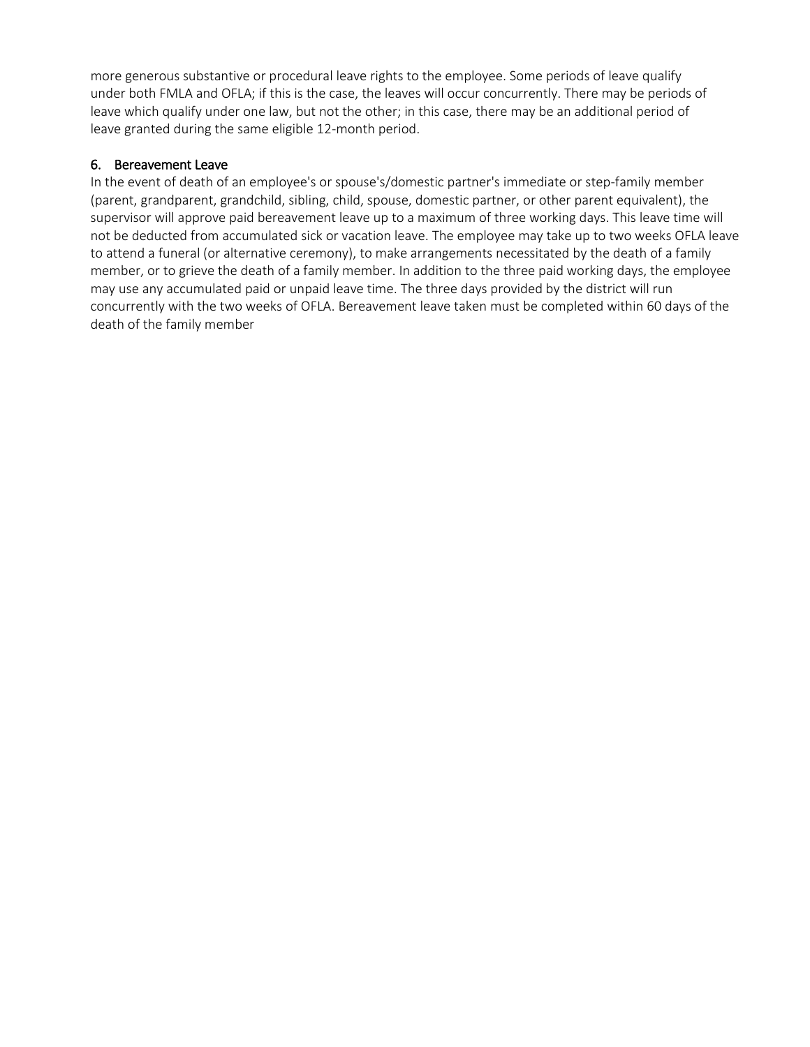more generous substantive or procedural leave rights to the employee. Some periods of leave qualify under both FMLA and OFLA; if this is the case, the leaves will occur concurrently. There may be periods of leave which qualify under one law, but not the other; in this case, there may be an additional period of leave granted during the same eligible 12-month period.

### 6. Bereavement Leave

In the event of death of an employee's or spouse's/domestic partner's immediate or step-family member (parent, grandparent, grandchild, sibling, child, spouse, domestic partner, or other parent equivalent), the supervisor will approve paid bereavement leave up to a maximum of three working days. This leave time will not be deducted from accumulated sick or vacation leave. The employee may take up to two weeks OFLA leave to attend a funeral (or alternative ceremony), to make arrangements necessitated by the death of a family member, or to grieve the death of a family member. In addition to the three paid working days, the employee may use any accumulated paid or unpaid leave time. The three days provided by the district will run concurrently with the two weeks of OFLA. Bereavement leave taken must be completed within 60 days of the death of the family member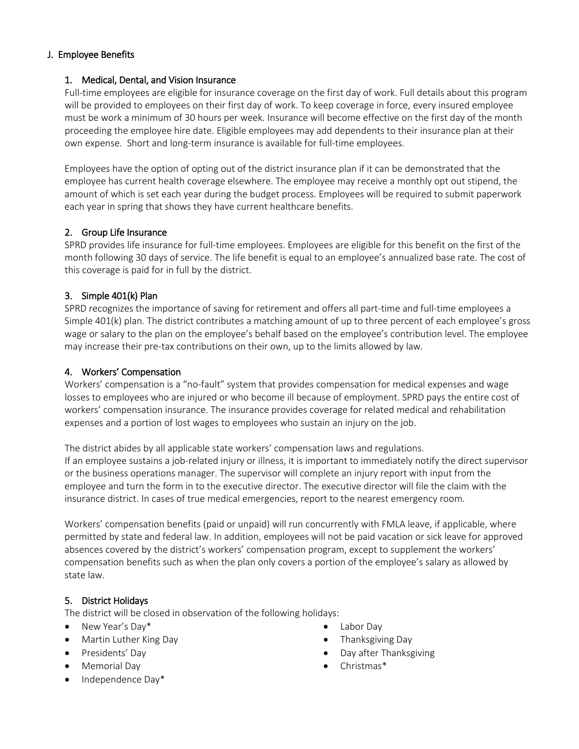## J. Employee Benefits

### 1. Medical, Dental, and Vision Insurance

Full-time employees are eligible for insurance coverage on the first day of work. Full details about this program will be provided to employees on their first day of work. To keep coverage in force, every insured employee must be work a minimum of 30 hours per week. Insurance will become effective on the first day of the month proceeding the employee hire date. Eligible employees may add dependents to their insurance plan at their own expense. Short and long-term insurance is available for full-time employees.

Employees have the option of opting out of the district insurance plan if it can be demonstrated that the employee has current health coverage elsewhere. The employee may receive a monthly opt out stipend, the amount of which is set each year during the budget process. Employees will be required to submit paperwork each year in spring that shows they have current healthcare benefits.

### 2. Group Life Insurance

SPRD provides life insurance for full-time employees. Employees are eligible for this benefit on the first of the month following 30 days of service. The life benefit is equal to an employee's annualized base rate. The cost of this coverage is paid for in full by the district.

### 3. Simple 401(k) Plan

SPRD recognizes the importance of saving for retirement and offers all part-time and full-time employees a Simple 401(k) plan. The district contributes a matching amount of up to three percent of each employee's gross wage or salary to the plan on the employee's behalf based on the employee's contribution level. The employee may increase their pre-tax contributions on their own, up to the limits allowed by law.

### 4. Workers' Compensation

Workers' compensation is a "no-fault" system that provides compensation for medical expenses and wage losses to employees who are injured or who become ill because of employment. SPRD pays the entire cost of workers' compensation insurance. The insurance provides coverage for related medical and rehabilitation expenses and a portion of lost wages to employees who sustain an injury on the job.

The district abides by all applicable state workers' compensation laws and regulations.
If an employee sustains a job-related injury or illness, it is important to immediately notify the direct supervisor or the business operations manager. The supervisor will complete an injury report with input from the employee and turn the form in to the executive director. The executive director will file the claim with the insurance district. In cases of true medical emergencies, report to the nearest emergency room.

Workers' compensation benefits (paid or unpaid) will run concurrently with FMLA leave, if applicable, where permitted by state and federal law. In addition, employees will not be paid vacation or sick leave for approved absences covered by the district's workers' compensation program, except to supplement the workers' compensation benefits such as when the plan only covers a portion of the employee's salary as allowed by state law.

### 5. District Holidays

The district will be closed in observation of the following holidays:

- New Year's Day*
- Martin Luther King Day
- Presidents' Day
- Memorial Day
- Independence Day*
- Labor Day
- Thanksgiving Day
- Day after Thanksgiving
- Christmas*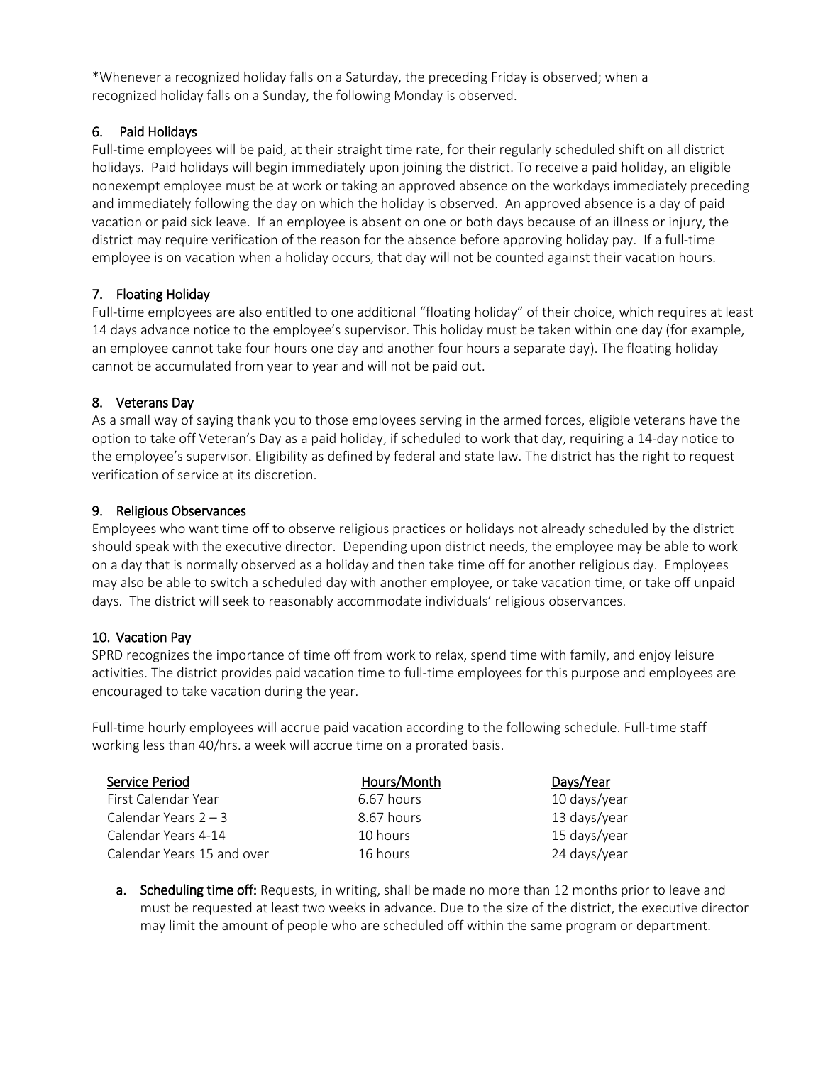*Whenever a recognized holiday falls on a Saturday, the preceding Friday is observed; when a recognized holiday falls on a Sunday, the following Monday is observed.

### 6. Paid Holidays

Full-time employees will be paid, at their straight time rate, for their regularly scheduled shift on all district holidays. Paid holidays will begin immediately upon joining the district. To receive a paid holiday, an eligible nonexempt employee must be at work or taking an approved absence on the workdays immediately preceding and immediately following the day on which the holiday is observed. An approved absence is a day of paid vacation or paid sick leave. If an employee is absent on one or both days because of an illness or injury, the district may require verification of the reason for the absence before approving holiday pay. If a full-time employee is on vacation when a holiday occurs, that day will not be counted against their vacation hours.

### 7. Floating Holiday

Full-time employees are also entitled to one additional "floating holiday" of their choice, which requires at least 14 days advance notice to the employee's supervisor. This holiday must be taken within one day (for example, an employee cannot take four hours one day and another four hours a separate day). The floating holiday cannot be accumulated from year to year and will not be paid out.

### 8. Veterans Day

As a small way of saying thank you to those employees serving in the armed forces, eligible veterans have the option to take off Veteran's Day as a paid holiday, if scheduled to work that day, requiring a 14-day notice to the employee's supervisor. Eligibility as defined by federal and state law. The district has the right to request verification of service at its discretion.

### 9. Religious Observances

Employees who want time off to observe religious practices or holidays not already scheduled by the district should speak with the executive director. Depending upon district needs, the employee may be able to work on a day that is normally observed as a holiday and then take time off for another religious day. Employees may also be able to switch a scheduled day with another employee, or take vacation time, or take off unpaid days. The district will seek to reasonably accommodate individuals' religious observances.

### 10. Vacation Pay

SPRD recognizes the importance of time off from work to relax, spend time with family, and enjoy leisure activities. The district provides paid vacation time to full-time employees for this purpose and employees are encouraged to take vacation during the year.

Full-time hourly employees will accrue paid vacation according to the following schedule. Full-time staff working less than 40/hrs. a week will accrue time on a prorated basis.

| Service Period | Hours/Month | Days/Year |
|---|---|---|
| First Calendar Year | 6.67 hours | 10 days/year |
| Calendar Years 2 – 3 | 8.67 hours | 13 days/year |
| Calendar Years 4-14 | 10 hours | 15 days/year |
| Calendar Years 15 and over | 16 hours | 24 days/year |

a. **Scheduling time off:** Requests, in writing, shall be made no more than 12 months prior to leave and must be requested at least two weeks in advance. Due to the size of the district, the executive director may limit the amount of people who are scheduled off within the same program or department.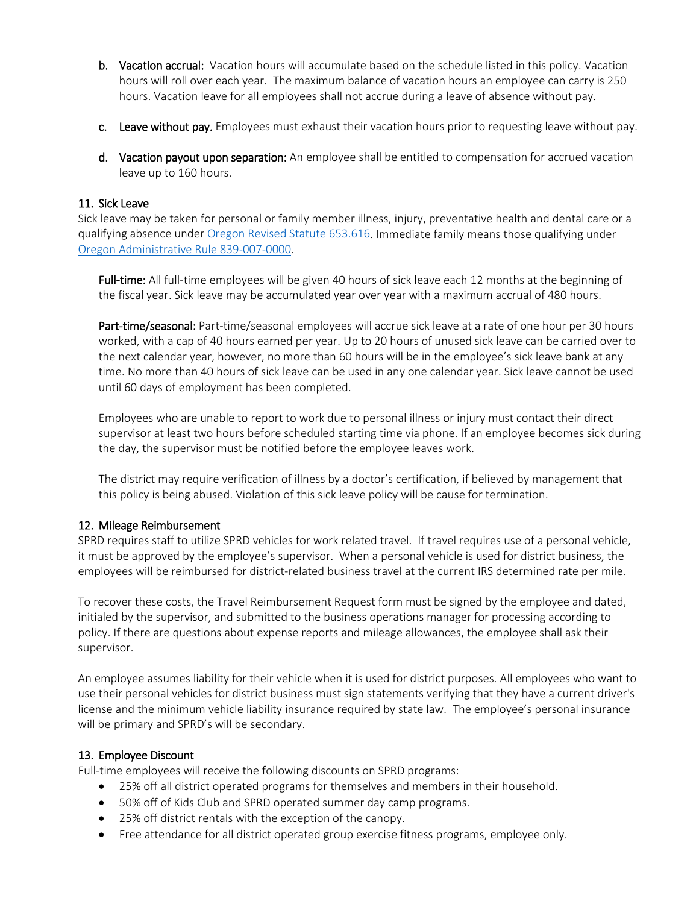b. **Vacation accrual:** Vacation hours will accumulate based on the schedule listed in this policy. Vacation hours will roll over each year. The maximum balance of vacation hours an employee can carry is 250 hours. Vacation leave for all employees shall not accrue during a leave of absence without pay.

c. **Leave without pay.** Employees must exhaust their vacation hours prior to requesting leave without pay.

d. **Vacation payout upon separation:** An employee shall be entitled to compensation for accrued vacation leave up to 160 hours.

## 11. Sick Leave

Sick leave may be taken for personal or family member illness, injury, preventative health and dental care or a qualifying absence under [Oregon Revised Statute 653.616](). Immediate family means those qualifying under [Oregon Administrative Rule 839-007-0000]().

**Full-time:** All full-time employees will be given 40 hours of sick leave each 12 months at the beginning of the fiscal year. Sick leave may be accumulated year over year with a maximum accrual of 480 hours.

**Part-time/seasonal:** Part-time/seasonal employees will accrue sick leave at a rate of one hour per 30 hours worked, with a cap of 40 hours earned per year. Up to 20 hours of unused sick leave can be carried over to the next calendar year, however, no more than 60 hours will be in the employee's sick leave bank at any time. No more than 40 hours of sick leave can be used in any one calendar year. Sick leave cannot be used until 60 days of employment has been completed.

Employees who are unable to report to work due to personal illness or injury must contact their direct supervisor at least two hours before scheduled starting time via phone. If an employee becomes sick during the day, the supervisor must be notified before the employee leaves work.

The district may require verification of illness by a doctor's certification, if believed by management that this policy is being abused. Violation of this sick leave policy will be cause for termination.

## 12. Mileage Reimbursement

SPRD requires staff to utilize SPRD vehicles for work related travel. If travel requires use of a personal vehicle, it must be approved by the employee's supervisor. When a personal vehicle is used for district business, the employees will be reimbursed for district-related business travel at the current IRS determined rate per mile.

To recover these costs, the Travel Reimbursement Request form must be signed by the employee and dated, initialed by the supervisor, and submitted to the business operations manager for processing according to policy. If there are questions about expense reports and mileage allowances, the employee shall ask their supervisor.

An employee assumes liability for their vehicle when it is used for district purposes. All employees who want to use their personal vehicles for district business must sign statements verifying that they have a current driver's license and the minimum vehicle liability insurance required by state law. The employee's personal insurance will be primary and SPRD's will be secondary.

## 13. Employee Discount

Full-time employees will receive the following discounts on SPRD programs:

- 25% off all district operated programs for themselves and members in their household.
- 50% off of Kids Club and SPRD operated summer day camp programs.
- 25% off district rentals with the exception of the canopy.
- Free attendance for all district operated group exercise fitness programs, employee only.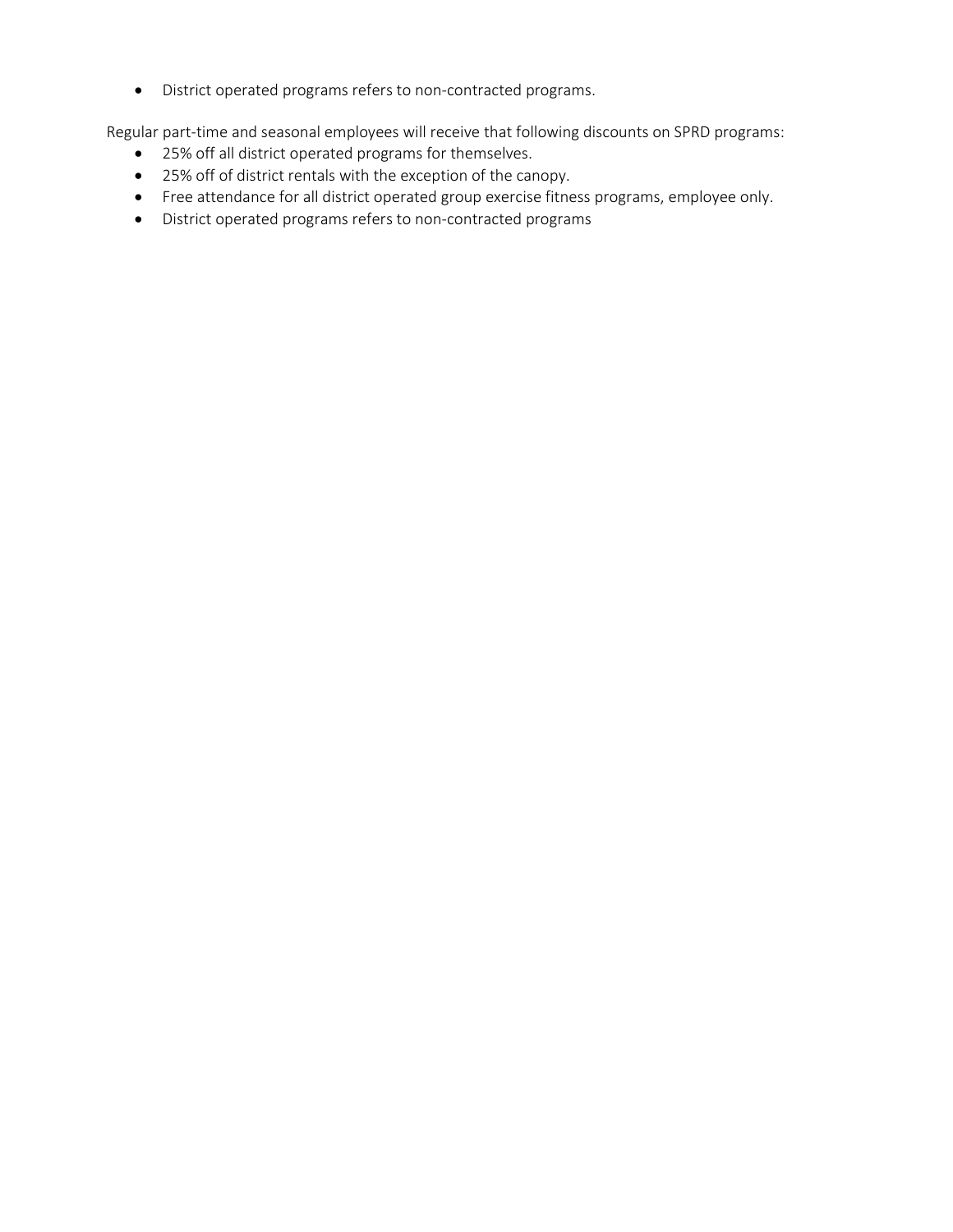- District operated programs refers to non-contracted programs.

Regular part-time and seasonal employees will receive that following discounts on SPRD programs:

- 25% off all district operated programs for themselves.
- 25% off of district rentals with the exception of the canopy.
- Free attendance for all district operated group exercise fitness programs, employee only.
- District operated programs refers to non-contracted programs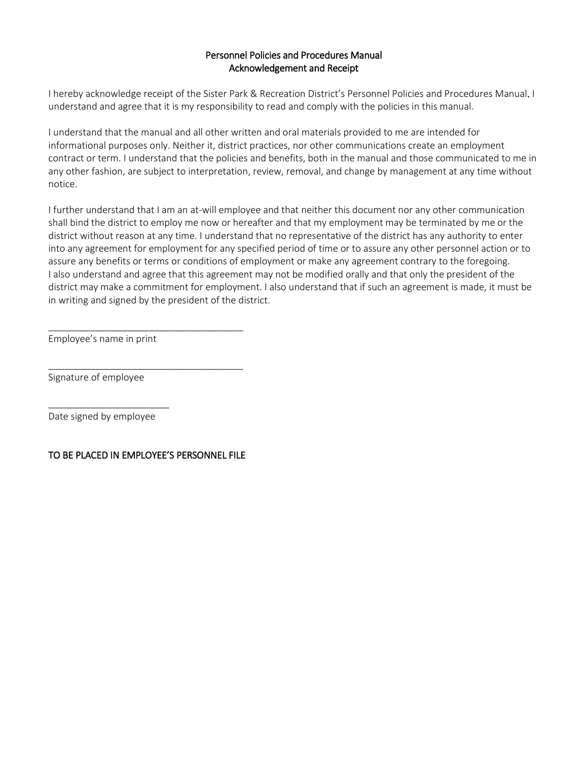# Personnel Policies and Procedures Manual
## Acknowledgement and Receipt

I hereby acknowledge receipt of the Sister Park & Recreation District's Personnel Policies and Procedures Manual. I understand and agree that it is my responsibility to read and comply with the policies in this manual.

I understand that the manual and all other written and oral materials provided to me are intended for informational purposes only. Neither it, district practices, nor other communications create an employment contract or term. I understand that the policies and benefits, both in the manual and those communicated to me in any other fashion, are subject to interpretation, review, removal, and change by management at any time without notice.

I further understand that I am an at-will employee and that neither this document nor any other communication shall bind the district to employ me now or hereafter and that my employment may be terminated by me or the district without reason at any time. I understand that no representative of the district has any authority to enter into any agreement for employment for any specified period of time or to assure any other personnel action or to assure any benefits or terms or conditions of employment or make any agreement contrary to the foregoing. I also understand and agree that this agreement may not be modified orally and that only the president of the district may make a commitment for employment. I also understand that if such an agreement is made, it must be in writing and signed by the president of the district.

______________________________________
Employee's name in print

______________________________________
Signature of employee

_______________________
Date signed by employee

<u>TO BE PLACED IN EMPLOYEE'S PERSONNEL FILE</u>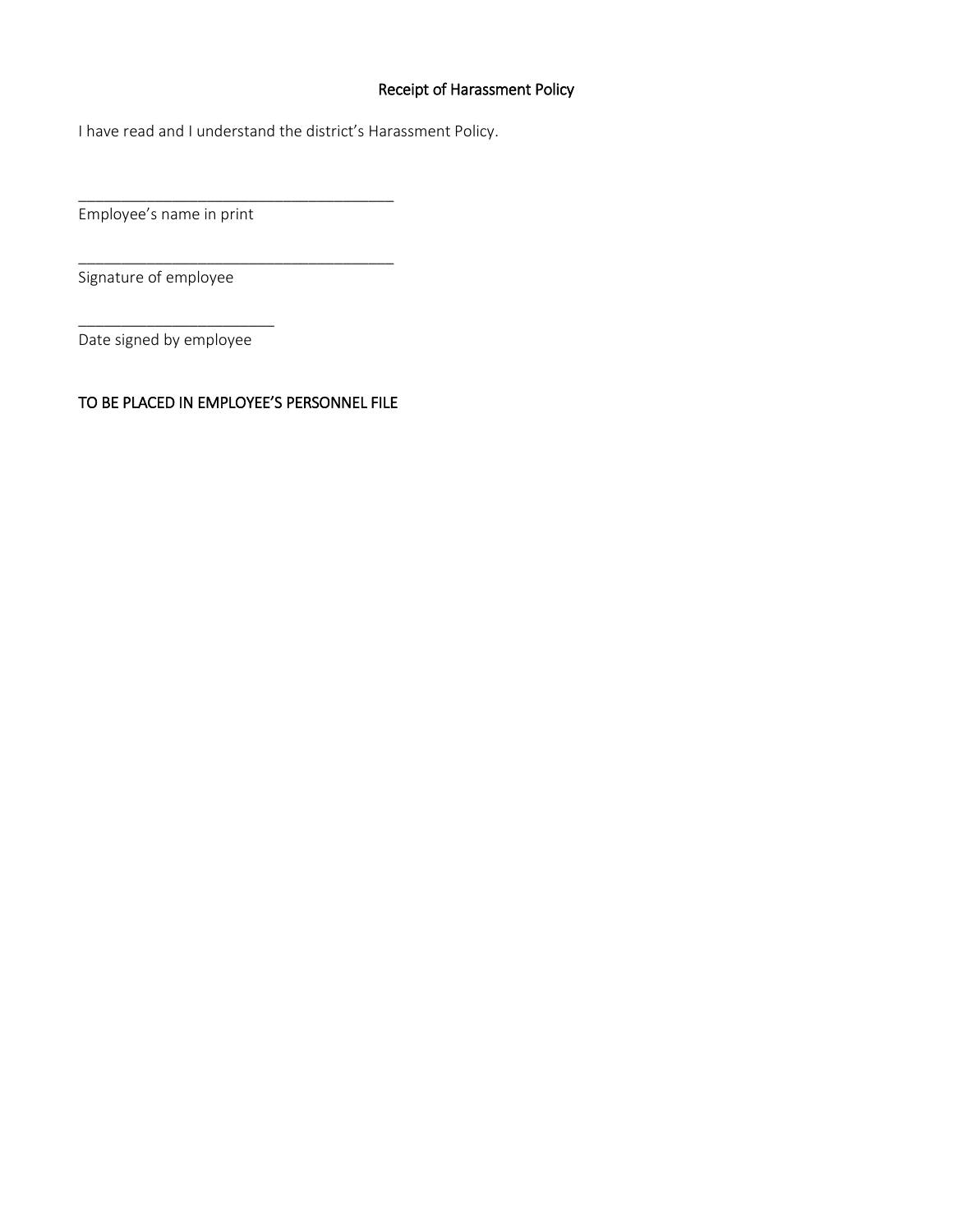## Receipt of Harassment Policy

I have read and I understand the district's Harassment Policy.

_______________________________________
Employee's name in print

_______________________________________
Signature of employee

________________________
Date signed by employee

TO BE PLACED IN EMPLOYEE'S PERSONNEL FILE